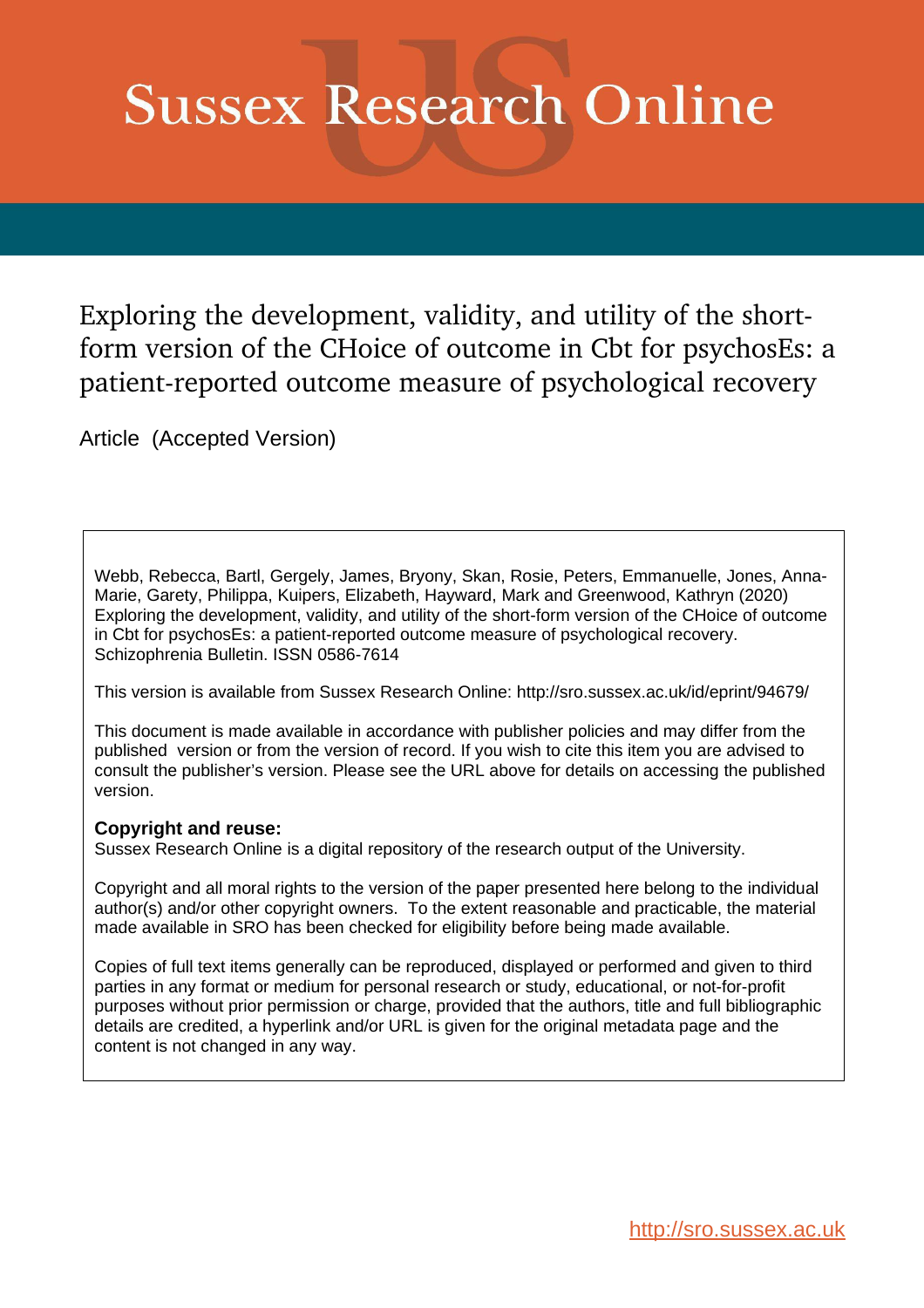# Sussex Research Online

## Exploring the development, validity, and utility of the short-form version of the CHoice of outcome in Cbt for psychosEs: a patient-reported outcome measure of psychological recovery

Article (Accepted Version)

Webb, Rebecca, Bartl, Gergely, James, Bryony, Skan, Rosie, Peters, Emmanuelle, Jones, Anna-Marie, Garety, Philippa, Kuipers, Elizabeth, Hayward, Mark and Greenwood, Kathryn (2020) Exploring the development, validity, and utility of the short-form version of the CHoice of outcome in Cbt for psychosEs: a patient-reported outcome measure of psychological recovery. Schizophrenia Bulletin. ISSN 0586-7614

This version is available from Sussex Research Online: http://sro.sussex.ac.uk/id/eprint/94679/

This document is made available in accordance with publisher policies and may differ from the published version or from the version of record. If you wish to cite this item you are advised to consult the publisher's version. Please see the URL above for details on accessing the published version.

**Copyright and reuse:**
Sussex Research Online is a digital repository of the research output of the University.

Copyright and all moral rights to the version of the paper presented here belong to the individual author(s) and/or other copyright owners. To the extent reasonable and practicable, the material made available in SRO has been checked for eligibility before being made available.

Copies of full text items generally can be reproduced, displayed or performed and given to third parties in any format or medium for personal research or study, educational, or not-for-profit purposes without prior permission or charge, provided that the authors, title and full bibliographic details are credited, a hyperlink and/or URL is given for the original metadata page and the content is not changed in any way.

http://sro.sussex.ac.uk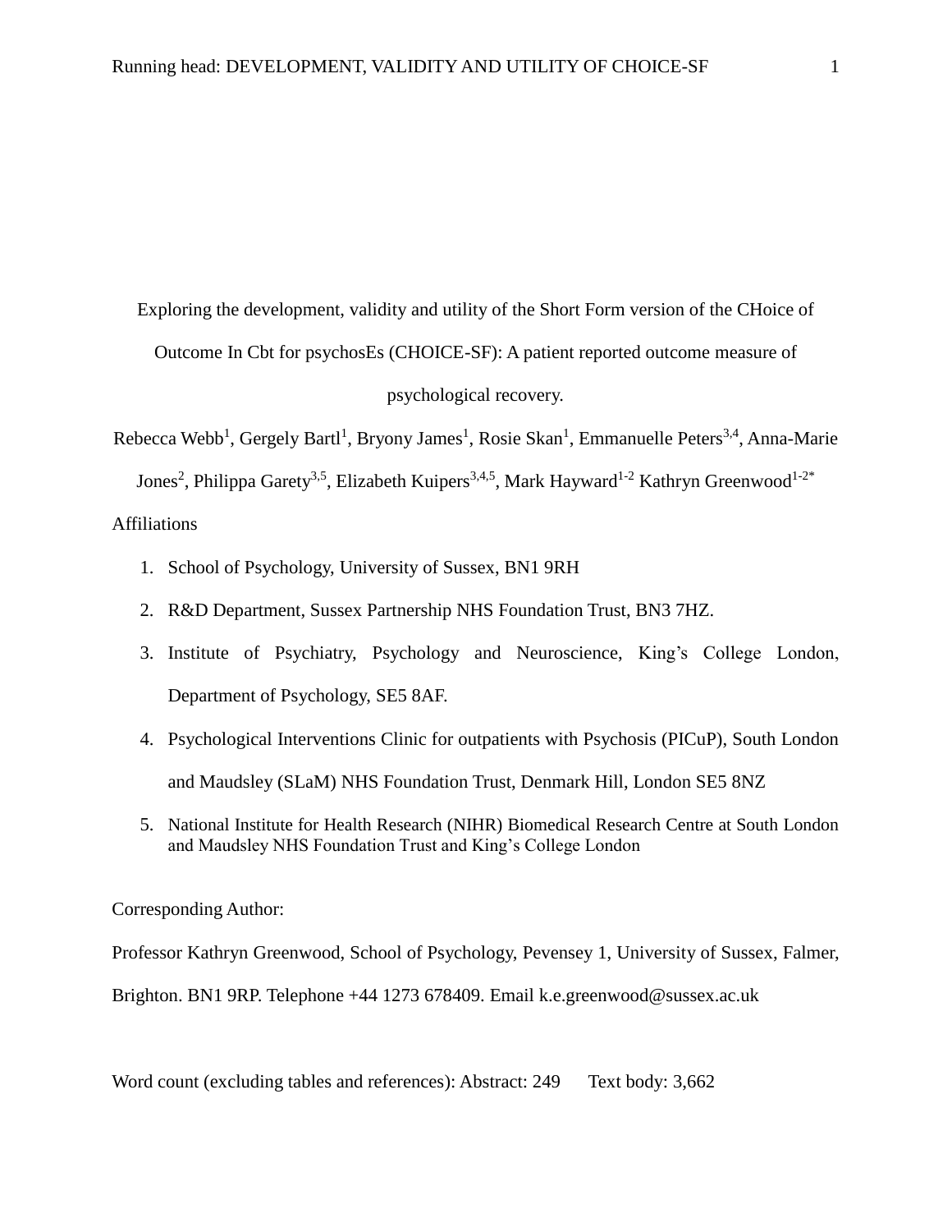# Exploring the development, validity and utility of the Short Form version of the CHoice of Outcome In Cbt for psychosEs (CHOICE-SF): A patient reported outcome measure of psychological recovery.

Rebecca Webb[1], Gergely Bartl[1], Bryony James[1], Rosie Skan[1], Emmanuelle Peters[3,4], Anna-Marie Jones[2], Philippa Garety[3,5], Elizabeth Kuipers[3,4,5], Mark Hayward[1-2] Kathryn Greenwood[1-2*]

Affiliations

1. School of Psychology, University of Sussex, BN1 9RH
2. R&D Department, Sussex Partnership NHS Foundation Trust, BN3 7HZ.
3. Institute of Psychiatry, Psychology and Neuroscience, King's College London, Department of Psychology, SE5 8AF.
4. Psychological Interventions Clinic for outpatients with Psychosis (PICuP), South London and Maudsley (SLaM) NHS Foundation Trust, Denmark Hill, London SE5 8NZ
5. National Institute for Health Research (NIHR) Biomedical Research Centre at South London and Maudsley NHS Foundation Trust and King's College London

Corresponding Author:

Professor Kathryn Greenwood, School of Psychology, Pevensey 1, University of Sussex, Falmer, Brighton. BN1 9RP. Telephone +44 1273 678409. Email k.e.greenwood@sussex.ac.uk

Word count (excluding tables and references): Abstract: 249 Text body: 3,662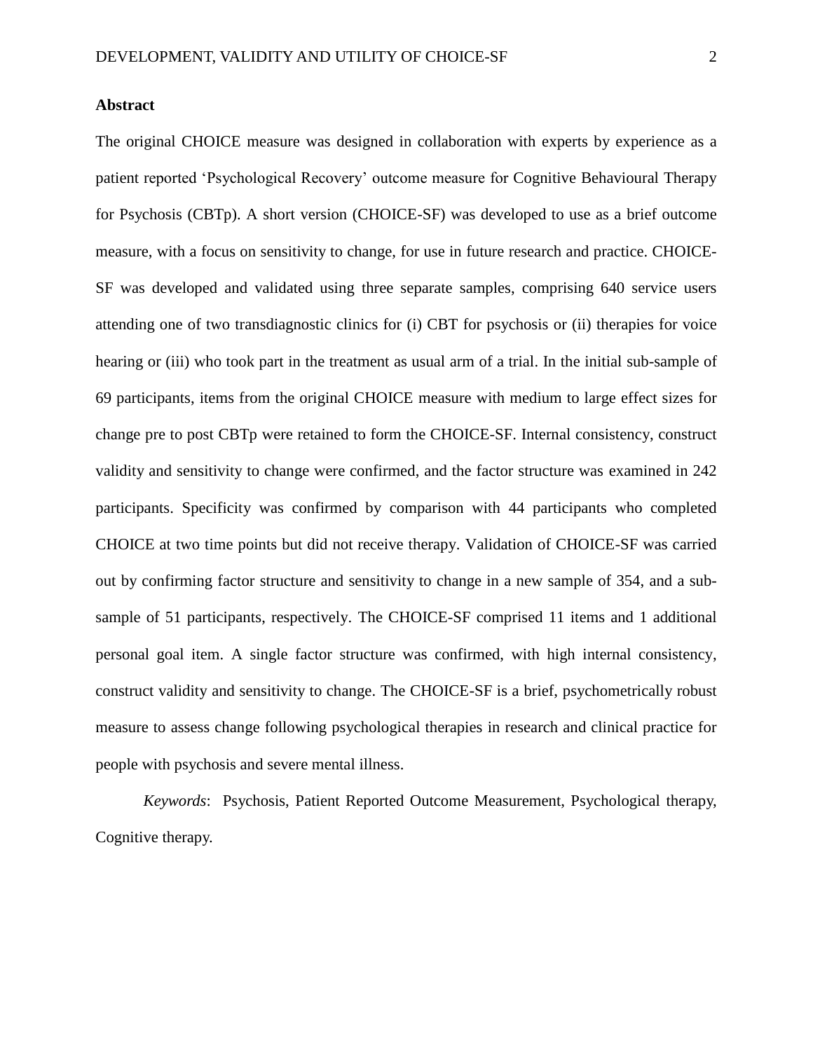## Abstract

The original CHOICE measure was designed in collaboration with experts by experience as a patient reported 'Psychological Recovery' outcome measure for Cognitive Behavioural Therapy for Psychosis (CBTp). A short version (CHOICE-SF) was developed to use as a brief outcome measure, with a focus on sensitivity to change, for use in future research and practice. CHOICE-SF was developed and validated using three separate samples, comprising 640 service users attending one of two transdiagnostic clinics for (i) CBT for psychosis or (ii) therapies for voice hearing or (iii) who took part in the treatment as usual arm of a trial. In the initial sub-sample of 69 participants, items from the original CHOICE measure with medium to large effect sizes for change pre to post CBTp were retained to form the CHOICE-SF. Internal consistency, construct validity and sensitivity to change were confirmed, and the factor structure was examined in 242 participants. Specificity was confirmed by comparison with 44 participants who completed CHOICE at two time points but did not receive therapy. Validation of CHOICE-SF was carried out by confirming factor structure and sensitivity to change in a new sample of 354, and a sub-sample of 51 participants, respectively. The CHOICE-SF comprised 11 items and 1 additional personal goal item. A single factor structure was confirmed, with high internal consistency, construct validity and sensitivity to change. The CHOICE-SF is a brief, psychometrically robust measure to assess change following psychological therapies in research and clinical practice for people with psychosis and severe mental illness.

*Keywords*: Psychosis, Patient Reported Outcome Measurement, Psychological therapy, Cognitive therapy.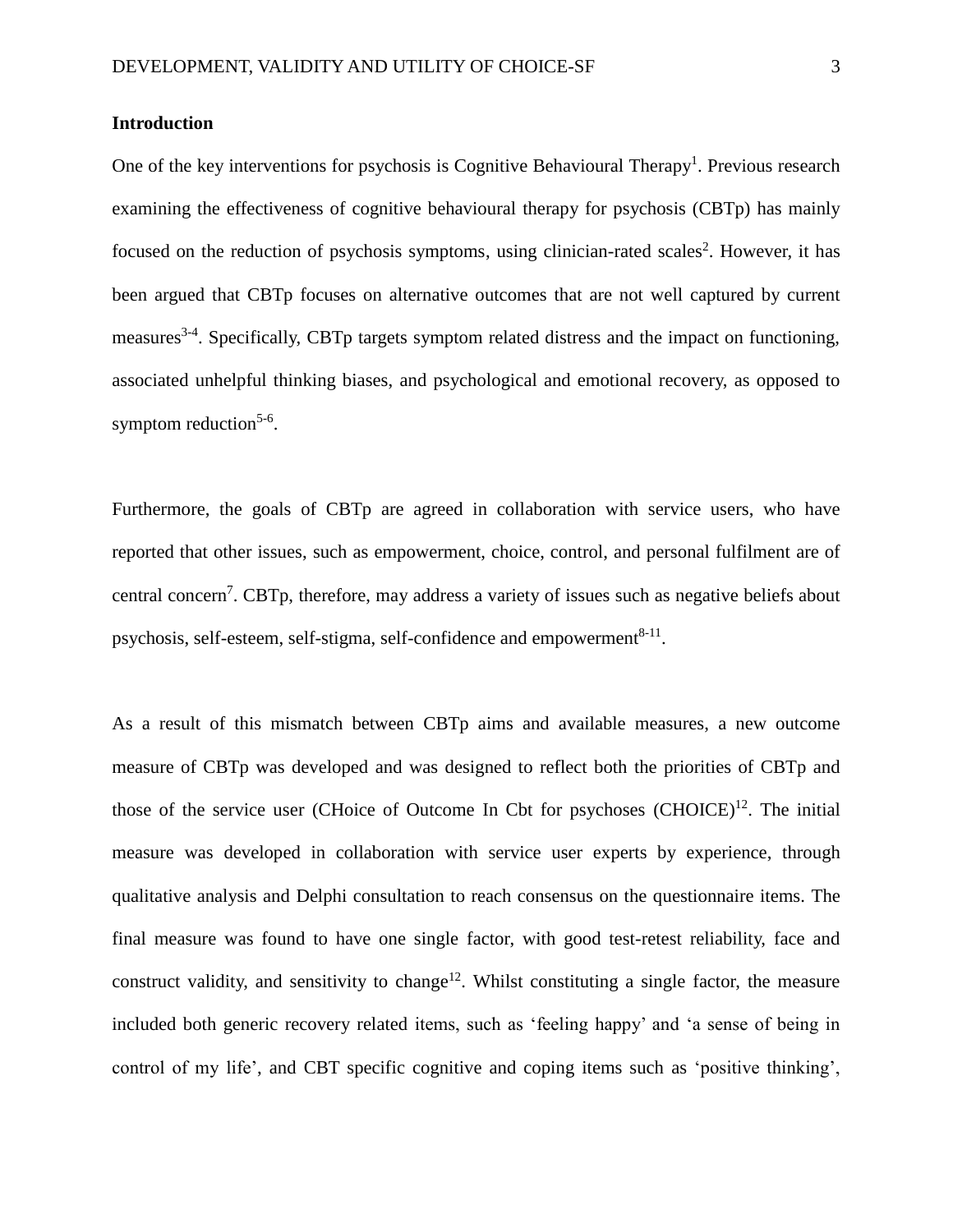## Introduction

One of the key interventions for psychosis is Cognitive Behavioural Therapy[1]. Previous research examining the effectiveness of cognitive behavioural therapy for psychosis (CBTp) has mainly focused on the reduction of psychosis symptoms, using clinician-rated scales[2]. However, it has been argued that CBTp focuses on alternative outcomes that are not well captured by current measures[3-4]. Specifically, CBTp targets symptom related distress and the impact on functioning, associated unhelpful thinking biases, and psychological and emotional recovery, as opposed to symptom reduction[5-6].

Furthermore, the goals of CBTp are agreed in collaboration with service users, who have reported that other issues, such as empowerment, choice, control, and personal fulfilment are of central concern[7]. CBTp, therefore, may address a variety of issues such as negative beliefs about psychosis, self-esteem, self-stigma, self-confidence and empowerment[8-11].

As a result of this mismatch between CBTp aims and available measures, a new outcome measure of CBTp was developed and was designed to reflect both the priorities of CBTp and those of the service user (CHoice of Outcome In Cbt for psychoses (CHOICE)[12]. The initial measure was developed in collaboration with service user experts by experience, through qualitative analysis and Delphi consultation to reach consensus on the questionnaire items. The final measure was found to have one single factor, with good test-retest reliability, face and construct validity, and sensitivity to change[12]. Whilst constituting a single factor, the measure included both generic recovery related items, such as 'feeling happy' and 'a sense of being in control of my life', and CBT specific cognitive and coping items such as 'positive thinking',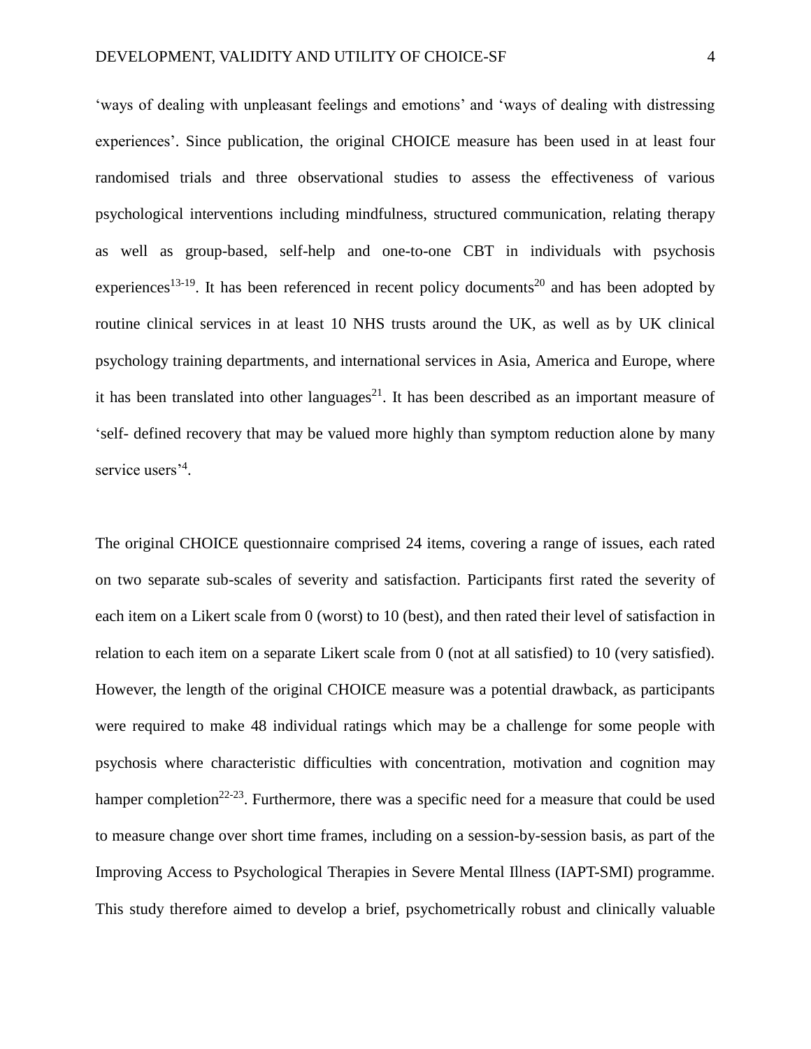'ways of dealing with unpleasant feelings and emotions' and 'ways of dealing with distressing experiences'. Since publication, the original CHOICE measure has been used in at least four randomised trials and three observational studies to assess the effectiveness of various psychological interventions including mindfulness, structured communication, relating therapy as well as group-based, self-help and one-to-one CBT in individuals with psychosis experiences[13-19]. It has been referenced in recent policy documents[20] and has been adopted by routine clinical services in at least 10 NHS trusts around the UK, as well as by UK clinical psychology training departments, and international services in Asia, America and Europe, where it has been translated into other languages[21]. It has been described as an important measure of 'self- defined recovery that may be valued more highly than symptom reduction alone by many service users'[4].

The original CHOICE questionnaire comprised 24 items, covering a range of issues, each rated on two separate sub-scales of severity and satisfaction. Participants first rated the severity of each item on a Likert scale from 0 (worst) to 10 (best), and then rated their level of satisfaction in relation to each item on a separate Likert scale from 0 (not at all satisfied) to 10 (very satisfied). However, the length of the original CHOICE measure was a potential drawback, as participants were required to make 48 individual ratings which may be a challenge for some people with psychosis where characteristic difficulties with concentration, motivation and cognition may hamper completion[22-23]. Furthermore, there was a specific need for a measure that could be used to measure change over short time frames, including on a session-by-session basis, as part of the Improving Access to Psychological Therapies in Severe Mental Illness (IAPT-SMI) programme. This study therefore aimed to develop a brief, psychometrically robust and clinically valuable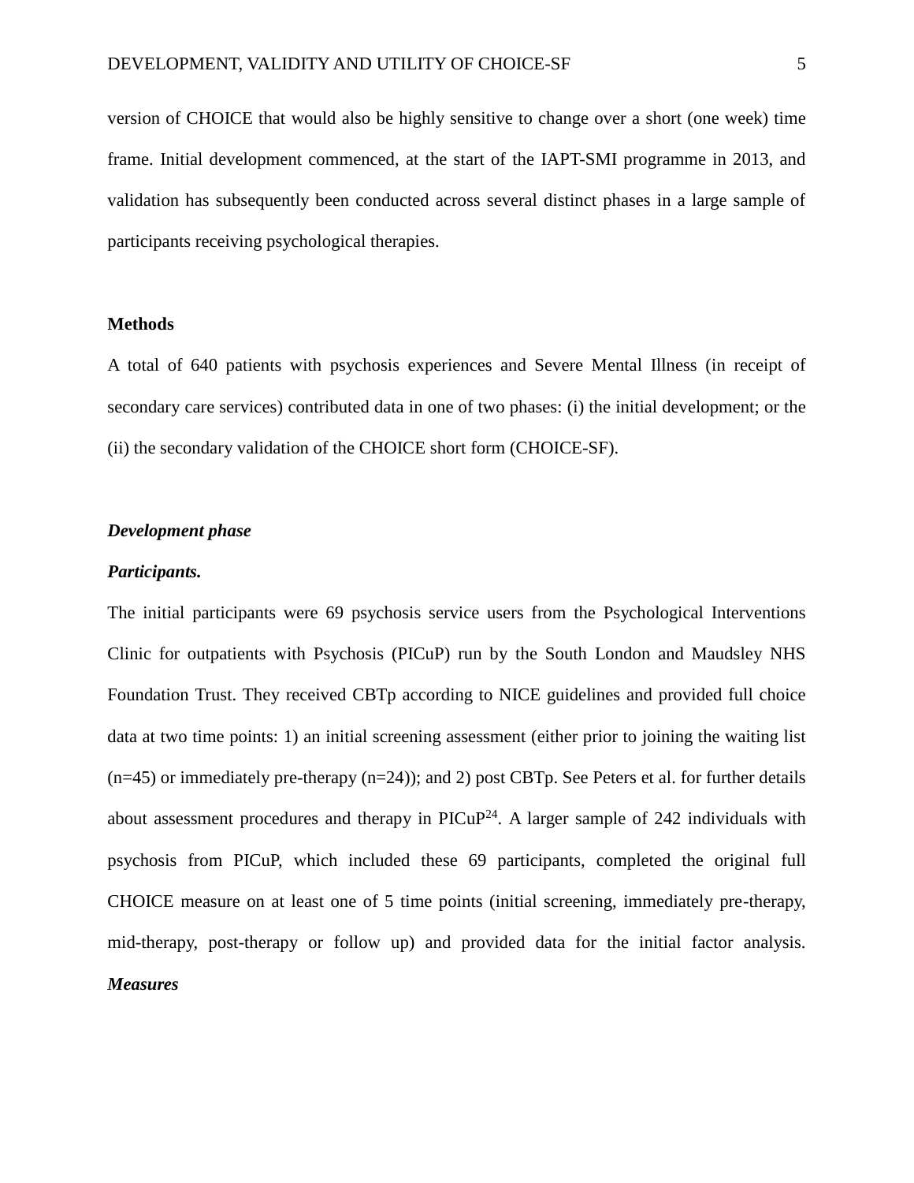version of CHOICE that would also be highly sensitive to change over a short (one week) time frame. Initial development commenced, at the start of the IAPT-SMI programme in 2013, and validation has subsequently been conducted across several distinct phases in a large sample of participants receiving psychological therapies.

## Methods

A total of 640 patients with psychosis experiences and Severe Mental Illness (in receipt of secondary care services) contributed data in one of two phases: (i) the initial development; or the (ii) the secondary validation of the CHOICE short form (CHOICE-SF).

### *Development phase*

#### *Participants.*

The initial participants were 69 psychosis service users from the Psychological Interventions Clinic for outpatients with Psychosis (PICuP) run by the South London and Maudsley NHS Foundation Trust. They received CBTp according to NICE guidelines and provided full choice data at two time points: 1) an initial screening assessment (either prior to joining the waiting list (n=45) or immediately pre-therapy (n=24)); and 2) post CBTp. See Peters et al. for further details about assessment procedures and therapy in PICuP[24]. A larger sample of 242 individuals with psychosis from PICuP, which included these 69 participants, completed the original full CHOICE measure on at least one of 5 time points (initial screening, immediately pre-therapy, mid-therapy, post-therapy or follow up) and provided data for the initial factor analysis.

#### *Measures*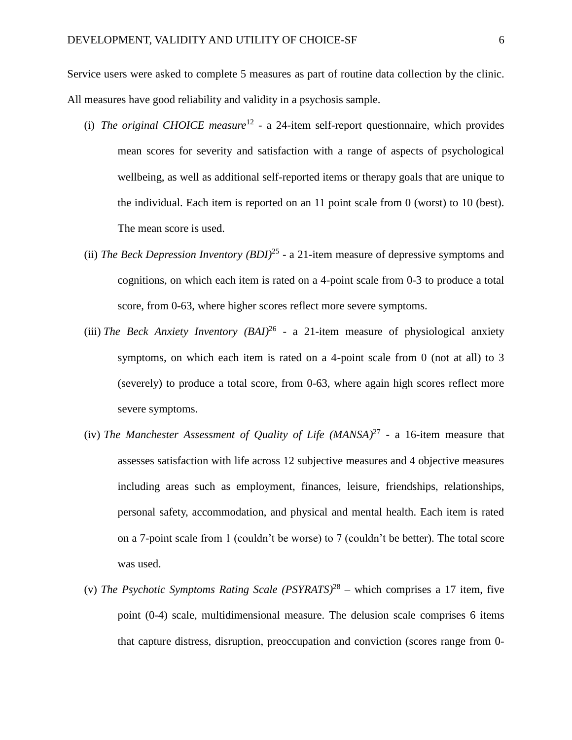Service users were asked to complete 5 measures as part of routine data collection by the clinic. All measures have good reliability and validity in a psychosis sample.

(i) *The original CHOICE measure*[12] - a 24-item self-report questionnaire, which provides mean scores for severity and satisfaction with a range of aspects of psychological wellbeing, as well as additional self-reported items or therapy goals that are unique to the individual. Each item is reported on an 11 point scale from 0 (worst) to 10 (best). The mean score is used.

(ii) *The Beck Depression Inventory (BDI)*[25] - a 21-item measure of depressive symptoms and cognitions, on which each item is rated on a 4-point scale from 0-3 to produce a total score, from 0-63, where higher scores reflect more severe symptoms.

(iii) *The Beck Anxiety Inventory (BAI)*[26] - a 21-item measure of physiological anxiety symptoms, on which each item is rated on a 4-point scale from 0 (not at all) to 3 (severely) to produce a total score, from 0-63, where again high scores reflect more severe symptoms.

(iv) *The Manchester Assessment of Quality of Life (MANSA)*[27] - a 16-item measure that assesses satisfaction with life across 12 subjective measures and 4 objective measures including areas such as employment, finances, leisure, friendships, relationships, personal safety, accommodation, and physical and mental health. Each item is rated on a 7-point scale from 1 (couldn't be worse) to 7 (couldn't be better). The total score was used.

(v) *The Psychotic Symptoms Rating Scale (PSYRATS)*[28] – which comprises a 17 item, five point (0-4) scale, multidimensional measure. The delusion scale comprises 6 items that capture distress, disruption, preoccupation and conviction (scores range from 0-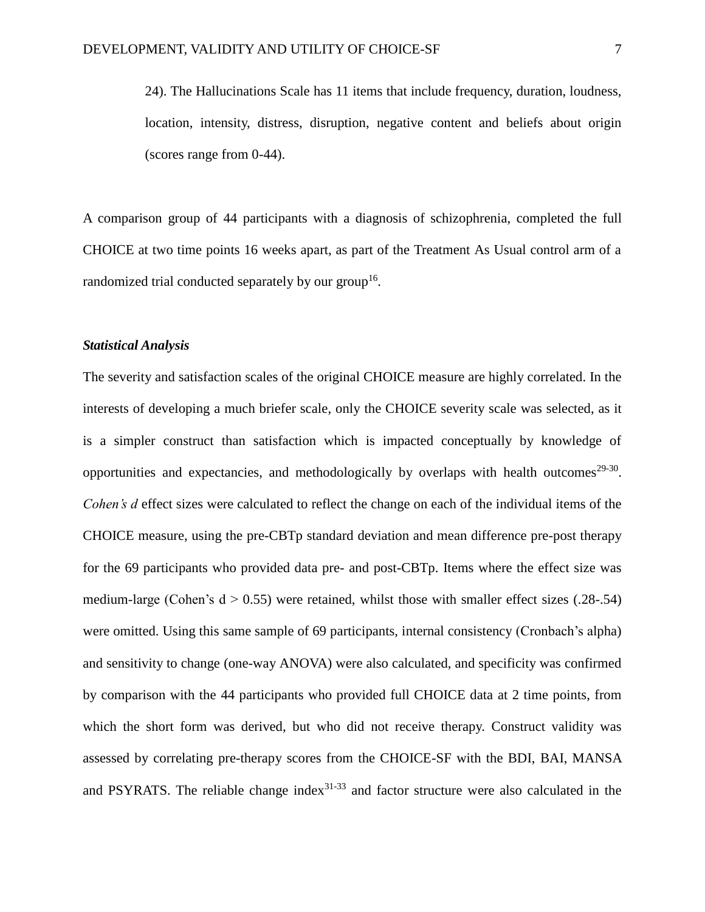24). The Hallucinations Scale has 11 items that include frequency, duration, loudness, location, intensity, distress, disruption, negative content and beliefs about origin (scores range from 0-44).

A comparison group of 44 participants with a diagnosis of schizophrenia, completed the full CHOICE at two time points 16 weeks apart, as part of the Treatment As Usual control arm of a randomized trial conducted separately by our group[16].

### *Statistical Analysis*

The severity and satisfaction scales of the original CHOICE measure are highly correlated. In the interests of developing a much briefer scale, only the CHOICE severity scale was selected, as it is a simpler construct than satisfaction which is impacted conceptually by knowledge of opportunities and expectancies, and methodologically by overlaps with health outcomes[29-30]. *Cohen's d* effect sizes were calculated to reflect the change on each of the individual items of the CHOICE measure, using the pre-CBTp standard deviation and mean difference pre-post therapy for the 69 participants who provided data pre- and post-CBTp. Items where the effect size was medium-large (Cohen's d > 0.55) were retained, whilst those with smaller effect sizes (.28-.54) were omitted. Using this same sample of 69 participants, internal consistency (Cronbach's alpha) and sensitivity to change (one-way ANOVA) were also calculated, and specificity was confirmed by comparison with the 44 participants who provided full CHOICE data at 2 time points, from which the short form was derived, but who did not receive therapy. Construct validity was assessed by correlating pre-therapy scores from the CHOICE-SF with the BDI, BAI, MANSA and PSYRATS. The reliable change index[31-33] and factor structure were also calculated in the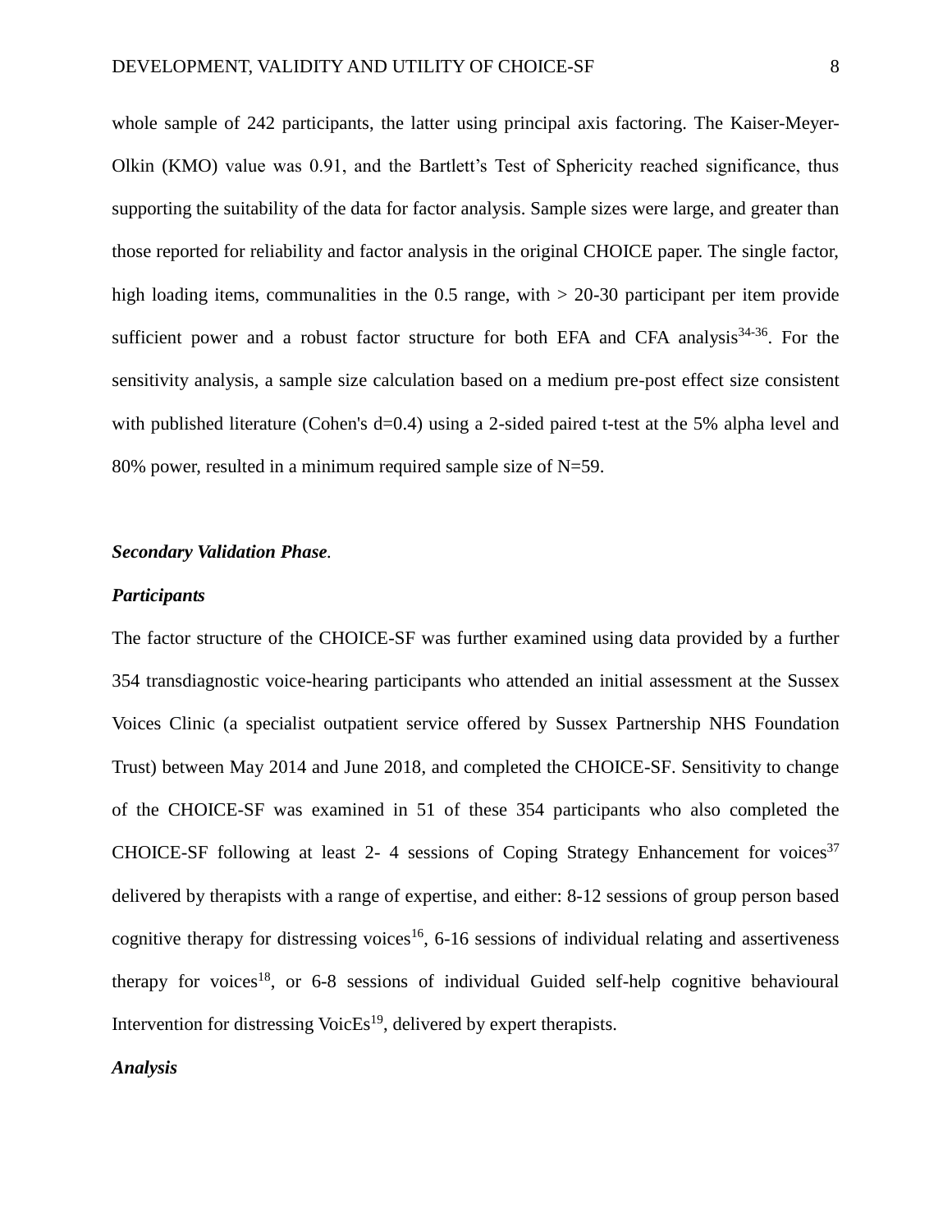whole sample of 242 participants, the latter using principal axis factoring. The Kaiser-Meyer-Olkin (KMO) value was 0.91, and the Bartlett's Test of Sphericity reached significance, thus supporting the suitability of the data for factor analysis. Sample sizes were large, and greater than those reported for reliability and factor analysis in the original CHOICE paper. The single factor, high loading items, communalities in the 0.5 range, with > 20-30 participant per item provide sufficient power and a robust factor structure for both EFA and CFA analysis[34-36]. For the sensitivity analysis, a sample size calculation based on a medium pre-post effect size consistent with published literature (Cohen's d=0.4) using a 2-sided paired t-test at the 5% alpha level and 80% power, resulted in a minimum required sample size of N=59.

***Secondary Validation Phase.***

***Participants***

The factor structure of the CHOICE-SF was further examined using data provided by a further 354 transdiagnostic voice-hearing participants who attended an initial assessment at the Sussex Voices Clinic (a specialist outpatient service offered by Sussex Partnership NHS Foundation Trust) between May 2014 and June 2018, and completed the CHOICE-SF. Sensitivity to change of the CHOICE-SF was examined in 51 of these 354 participants who also completed the CHOICE-SF following at least 2- 4 sessions of Coping Strategy Enhancement for voices[37] delivered by therapists with a range of expertise, and either: 8-12 sessions of group person based cognitive therapy for distressing voices[16], 6-16 sessions of individual relating and assertiveness therapy for voices[18], or 6-8 sessions of individual Guided self-help cognitive behavioural Intervention for distressing VoicEs[19], delivered by expert therapists.

***Analysis***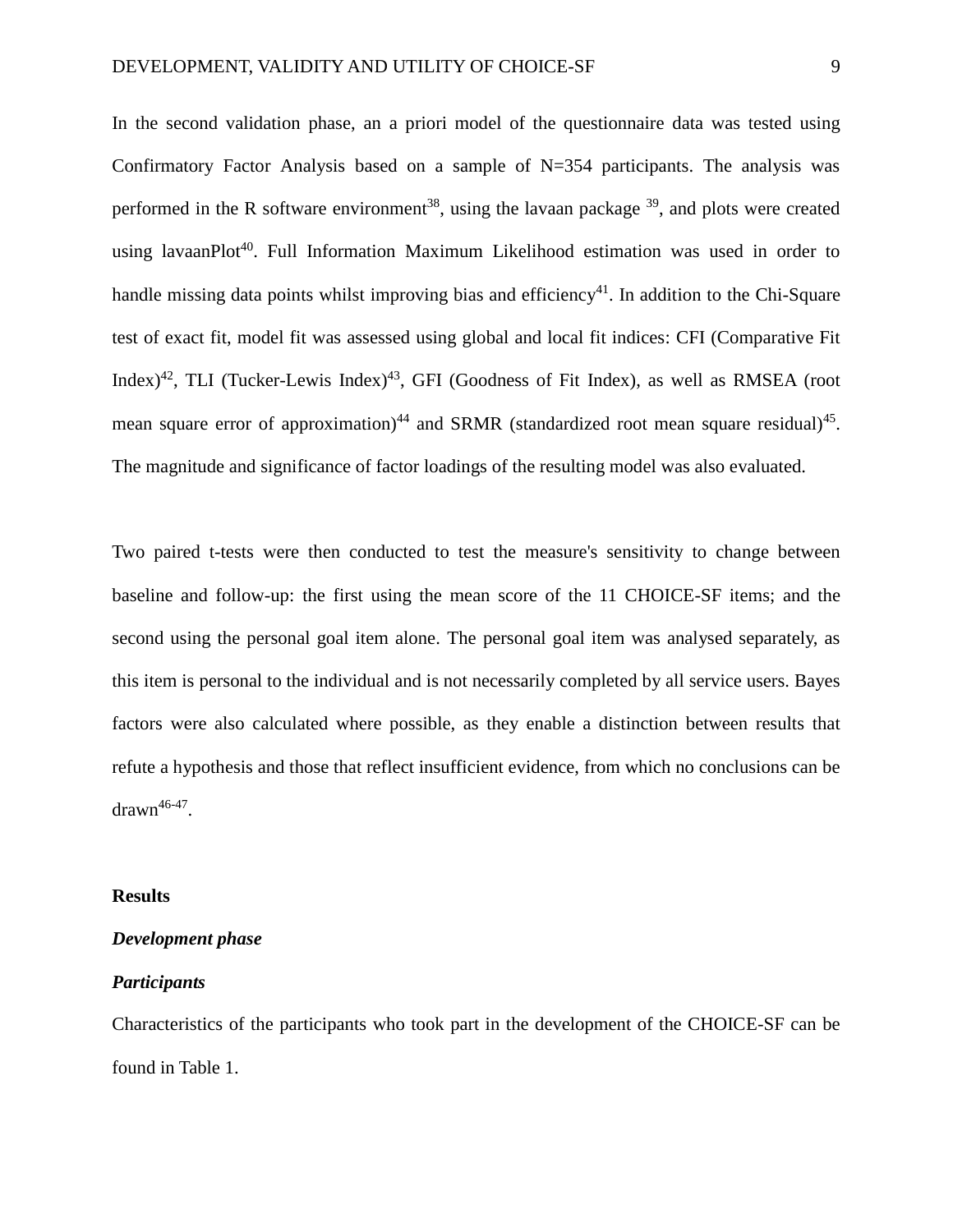In the second validation phase, an a priori model of the questionnaire data was tested using Confirmatory Factor Analysis based on a sample of N=354 participants. The analysis was performed in the R software environment[38], using the lavaan package [39], and plots were created using lavaanPlot[40]. Full Information Maximum Likelihood estimation was used in order to handle missing data points whilst improving bias and efficiency[41]. In addition to the Chi-Square test of exact fit, model fit was assessed using global and local fit indices: CFI (Comparative Fit Index)[42], TLI (Tucker-Lewis Index)[43], GFI (Goodness of Fit Index), as well as RMSEA (root mean square error of approximation)[44] and SRMR (standardized root mean square residual)[45]. The magnitude and significance of factor loadings of the resulting model was also evaluated.

Two paired t-tests were then conducted to test the measure's sensitivity to change between baseline and follow-up: the first using the mean score of the 11 CHOICE-SF items; and the second using the personal goal item alone. The personal goal item was analysed separately, as this item is personal to the individual and is not necessarily completed by all service users. Bayes factors were also calculated where possible, as they enable a distinction between results that refute a hypothesis and those that reflect insufficient evidence, from which no conclusions can be drawn[46-47].

## Results

### *Development phase*

### *Participants*

Characteristics of the participants who took part in the development of the CHOICE-SF can be found in Table 1.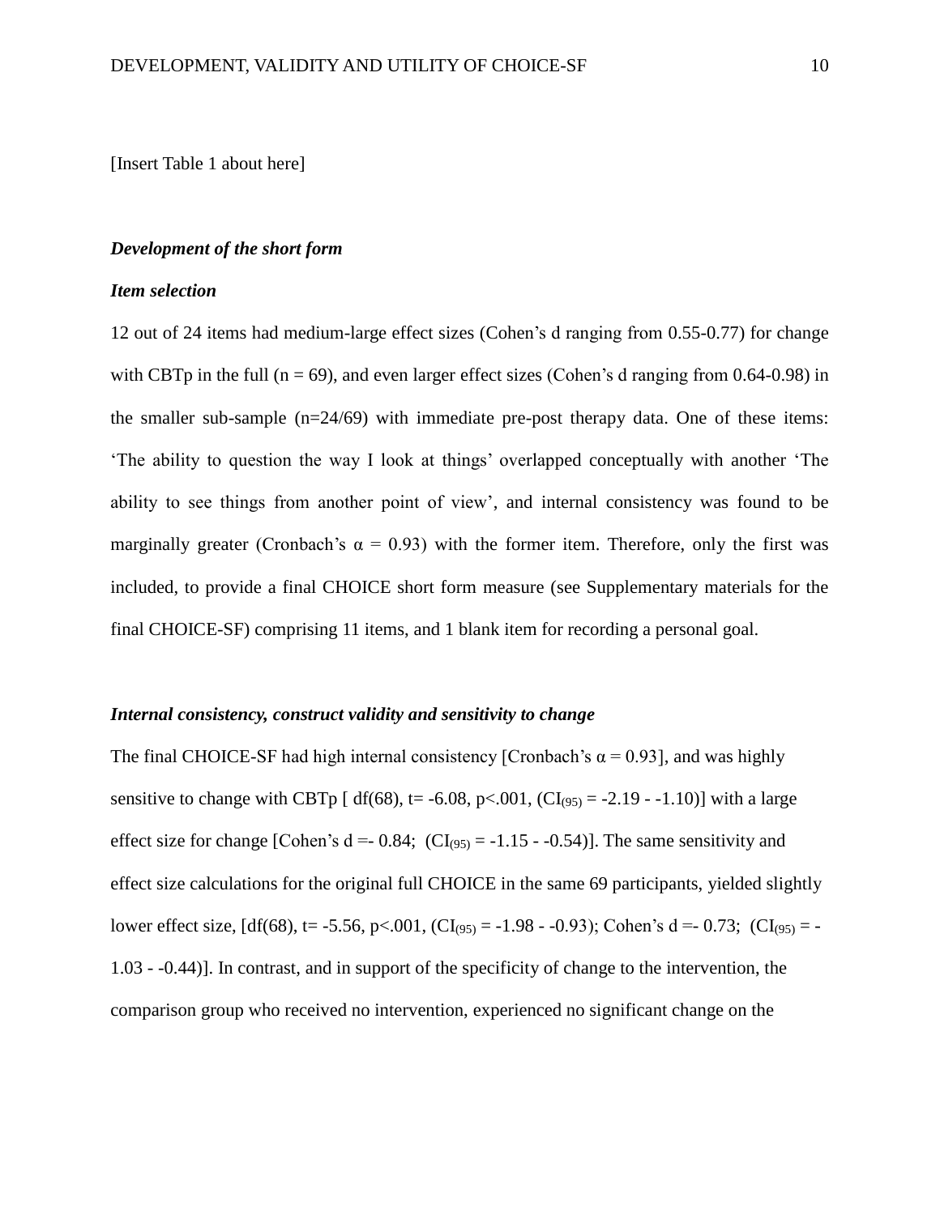[Insert Table 1 about here]

### ***Development of the short form***

### ***Item selection***

12 out of 24 items had medium-large effect sizes (Cohen's d ranging from 0.55-0.77) for change with CBTp in the full ($n = 69$), and even larger effect sizes (Cohen's d ranging from 0.64-0.98) in the smaller sub-sample ($n=24/69$) with immediate pre-post therapy data. One of these items: 'The ability to question the way I look at things' overlapped conceptually with another 'The ability to see things from another point of view', and internal consistency was found to be marginally greater (Cronbach's $\alpha = 0.93$) with the former item. Therefore, only the first was included, to provide a final CHOICE short form measure (see Supplementary materials for the final CHOICE-SF) comprising 11 items, and 1 blank item for recording a personal goal.

### ***Internal consistency, construct validity and sensitivity to change***

The final CHOICE-SF had high internal consistency [Cronbach's $\alpha = 0.93$], and was highly sensitive to change with CBTp [ $df(68)$, $t= -6.08$, $p<.001$, ($CI_{(95)} = -2.19 - -1.10$)] with a large effect size for change [Cohen's $d =- 0.84$; ($CI_{(95)} = -1.15 - -0.54$)]. The same sensitivity and effect size calculations for the original full CHOICE in the same 69 participants, yielded slightly lower effect size, [$df(68)$, $t= -5.56$, $p<.001$, ($CI_{(95)} = -1.98 - -0.93$); Cohen's $d =- 0.73$; ($CI_{(95)} = -1.03 - -0.44$)]. In contrast, and in support of the specificity of change to the intervention, the comparison group who received no intervention, experienced no significant change on the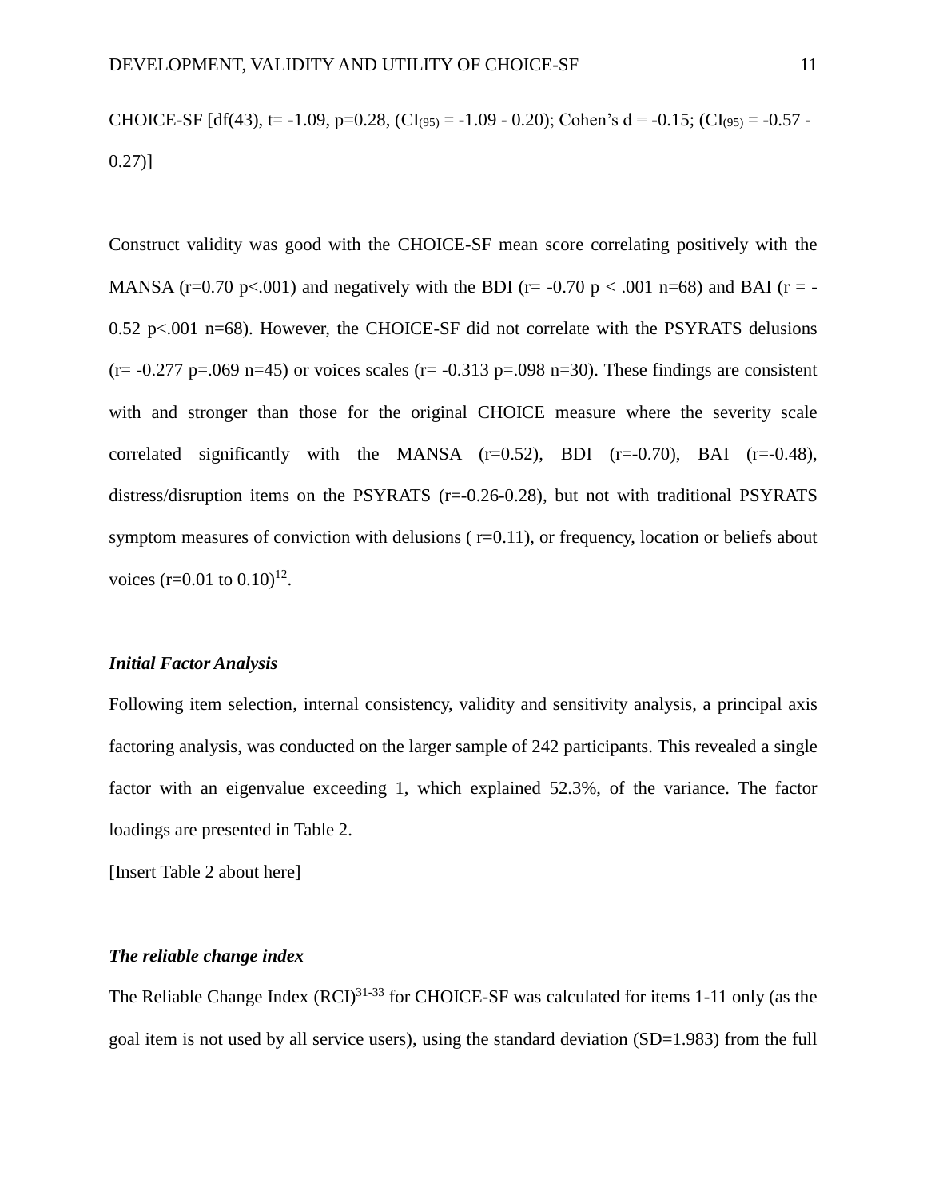CHOICE-SF [df(43), t= -1.09, p=0.28, ($CI_{(95)}$ = -1.09 - 0.20); Cohen's d = -0.15; ($CI_{(95)}$ = -0.57 - 0.27)]

Construct validity was good with the CHOICE-SF mean score correlating positively with the MANSA (r=0.70 p<.001) and negatively with the BDI (r= -0.70 p < .001 n=68) and BAI (r = -0.52 p<.001 n=68). However, the CHOICE-SF did not correlate with the PSYRATS delusions (r= -0.277 p=.069 n=45) or voices scales (r= -0.313 p=.098 n=30). These findings are consistent with and stronger than those for the original CHOICE measure where the severity scale correlated significantly with the MANSA (r=0.52), BDI (r=-0.70), BAI (r=-0.48), distress/disruption items on the PSYRATS (r=-0.26-0.28), but not with traditional PSYRATS symptom measures of conviction with delusions ( r=0.11), or frequency, location or beliefs about voices (r=0.01 to 0.10)[12].

### *Initial Factor Analysis*

Following item selection, internal consistency, validity and sensitivity analysis, a principal axis factoring analysis, was conducted on the larger sample of 242 participants. This revealed a single factor with an eigenvalue exceeding 1, which explained 52.3%, of the variance. The factor loadings are presented in Table 2.

[Insert Table 2 about here]

### *The reliable change index*

The Reliable Change Index (RCI)[31-33] for CHOICE-SF was calculated for items 1-11 only (as the goal item is not used by all service users), using the standard deviation (SD=1.983) from the full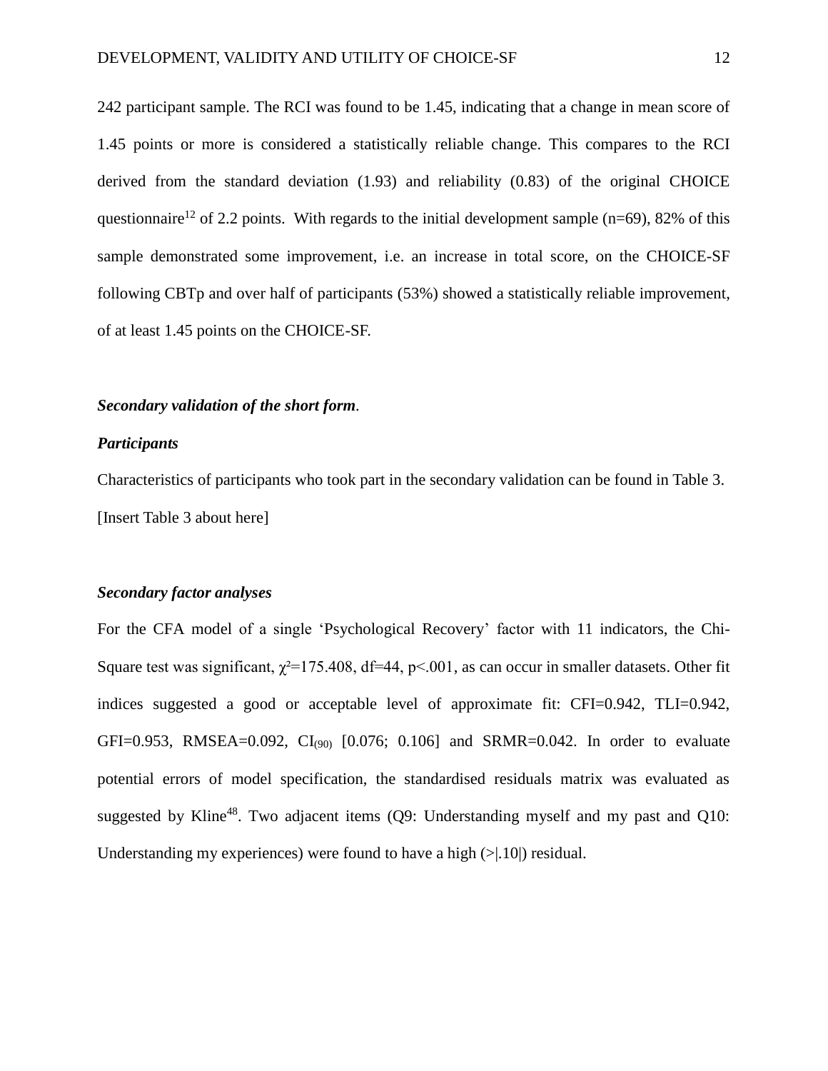242 participant sample. The RCI was found to be 1.45, indicating that a change in mean score of 1.45 points or more is considered a statistically reliable change. This compares to the RCI derived from the standard deviation (1.93) and reliability (0.83) of the original CHOICE questionnaire[12] of 2.2 points. With regards to the initial development sample (n=69), 82% of this sample demonstrated some improvement, i.e. an increase in total score, on the CHOICE-SF following CBTp and over half of participants (53%) showed a statistically reliable improvement, of at least 1.45 points on the CHOICE-SF.

***Secondary validation of the short form***.

***Participants***

Characteristics of participants who took part in the secondary validation can be found in Table 3.

[Insert Table 3 about here]

***Secondary factor analyses***

For the CFA model of a single 'Psychological Recovery' factor with 11 indicators, the Chi-Square test was significant, $\chi^2$=175.408, df=44, p<.001, as can occur in smaller datasets. Other fit indices suggested a good or acceptable level of approximate fit: CFI=0.942, TLI=0.942, GFI=0.953, RMSEA=0.092, $CI_{(90)}$ [0.076; 0.106] and SRMR=0.042. In order to evaluate potential errors of model specification, the standardised residuals matrix was evaluated as suggested by Kline[48]. Two adjacent items (Q9: Understanding myself and my past and Q10: Understanding my experiences) were found to have a high (>|.10|) residual.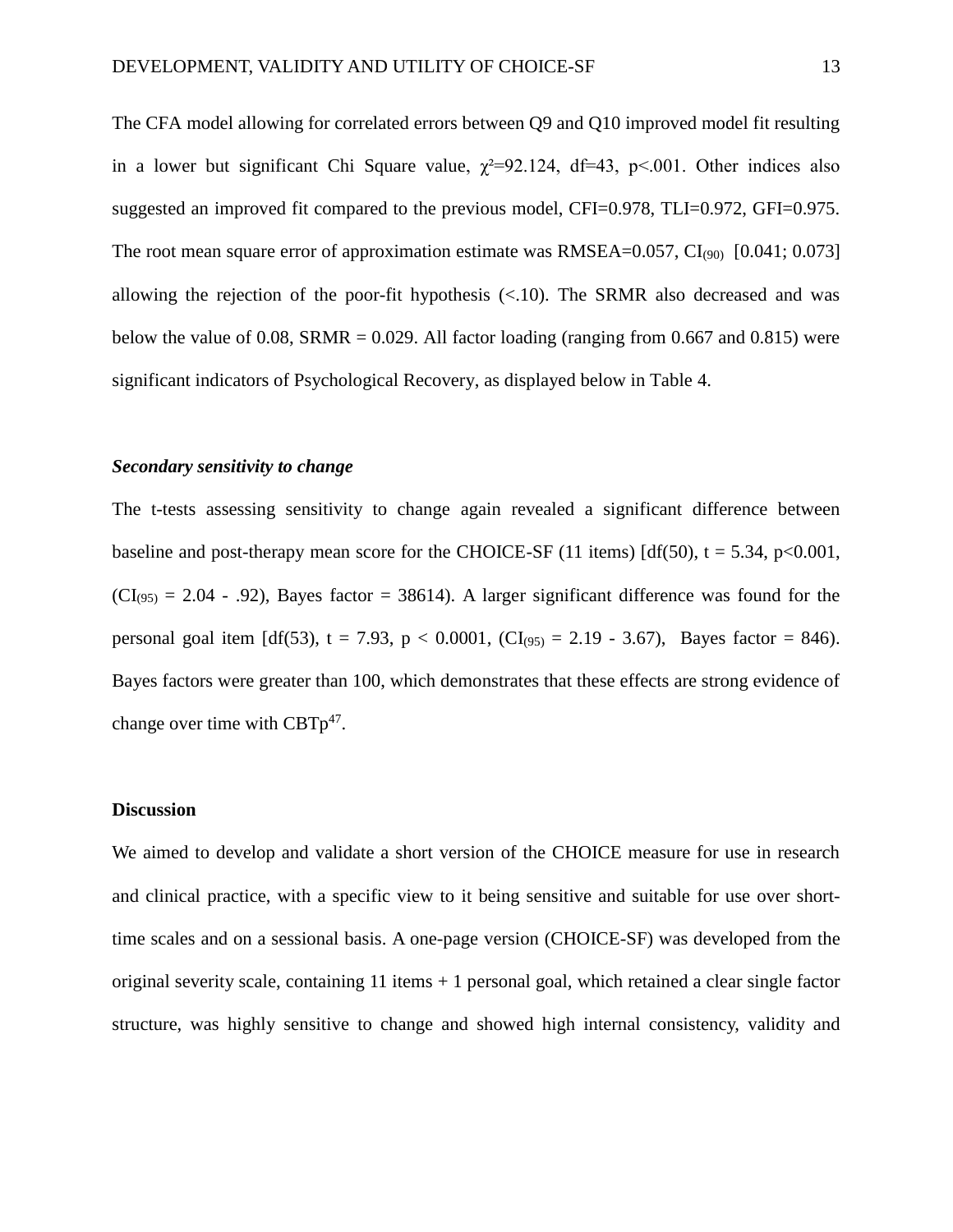The CFA model allowing for correlated errors between Q9 and Q10 improved model fit resulting in a lower but significant Chi Square value, $\chi^2$=92.124, df=43, p<.001. Other indices also suggested an improved fit compared to the previous model, CFI=0.978, TLI=0.972, GFI=0.975. The root mean square error of approximation estimate was RMSEA=0.057, $CI_{(90)}$ [0.041; 0.073] allowing the rejection of the poor-fit hypothesis (<.10). The SRMR also decreased and was below the value of 0.08, SRMR = 0.029. All factor loading (ranging from 0.667 and 0.815) were significant indicators of Psychological Recovery, as displayed below in Table 4.

***Secondary sensitivity to change***

The t-tests assessing sensitivity to change again revealed a significant difference between baseline and post-therapy mean score for the CHOICE-SF (11 items) [df(50), t = 5.34, p<0.001, ($CI_{(95)}$ = 2.04 - .92), Bayes factor = 38614). A larger significant difference was found for the personal goal item [df(53), t = 7.93, p < 0.0001, ($CI_{(95)}$ = 2.19 - 3.67), Bayes factor = 846). Bayes factors were greater than 100, which demonstrates that these effects are strong evidence of change over time with CBTp[47].

**Discussion**

We aimed to develop and validate a short version of the CHOICE measure for use in research and clinical practice, with a specific view to it being sensitive and suitable for use over short-time scales and on a sessional basis. A one-page version (CHOICE-SF) was developed from the original severity scale, containing 11 items + 1 personal goal, which retained a clear single factor structure, was highly sensitive to change and showed high internal consistency, validity and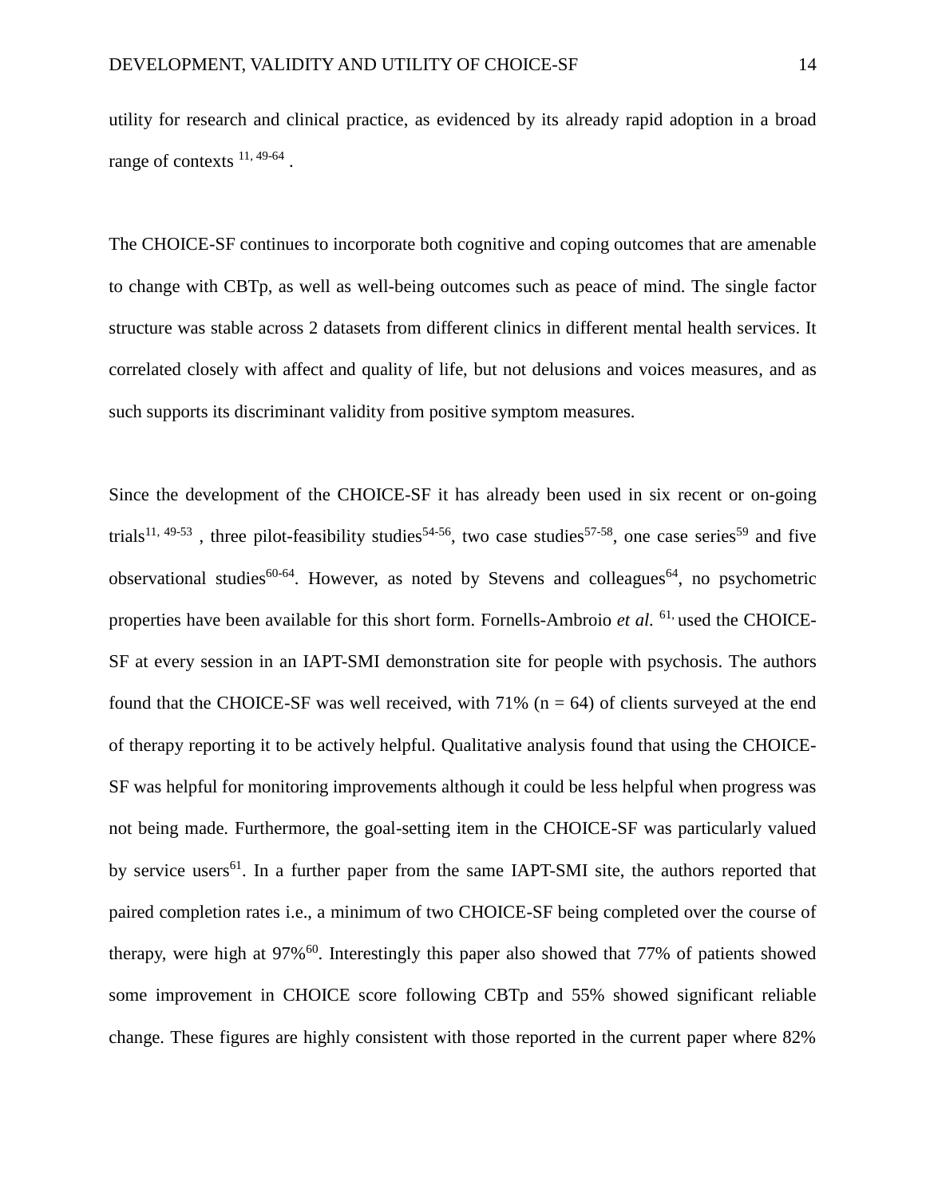utility for research and clinical practice, as evidenced by its already rapid adoption in a broad range of contexts [11, 49-64] .

The CHOICE-SF continues to incorporate both cognitive and coping outcomes that are amenable to change with CBTp, as well as well-being outcomes such as peace of mind. The single factor structure was stable across 2 datasets from different clinics in different mental health services. It correlated closely with affect and quality of life, but not delusions and voices measures, and as such supports its discriminant validity from positive symptom measures.

Since the development of the CHOICE-SF it has already been used in six recent or on-going trials[11, 49-53] , three pilot-feasibility studies[54-56], two case studies[57-58], one case series[59] and five observational studies[60-64]. However, as noted by Stevens and colleagues[64], no psychometric properties have been available for this short form. Fornells-Ambroio *et al.* [61,] used the CHOICE-SF at every session in an IAPT-SMI demonstration site for people with psychosis. The authors found that the CHOICE-SF was well received, with 71% (n = 64) of clients surveyed at the end of therapy reporting it to be actively helpful. Qualitative analysis found that using the CHOICE-SF was helpful for monitoring improvements although it could be less helpful when progress was not being made. Furthermore, the goal-setting item in the CHOICE-SF was particularly valued by service users[61]. In a further paper from the same IAPT-SMI site, the authors reported that paired completion rates i.e., a minimum of two CHOICE-SF being completed over the course of therapy, were high at 97%[60]. Interestingly this paper also showed that 77% of patients showed some improvement in CHOICE score following CBTp and 55% showed significant reliable change. These figures are highly consistent with those reported in the current paper where 82%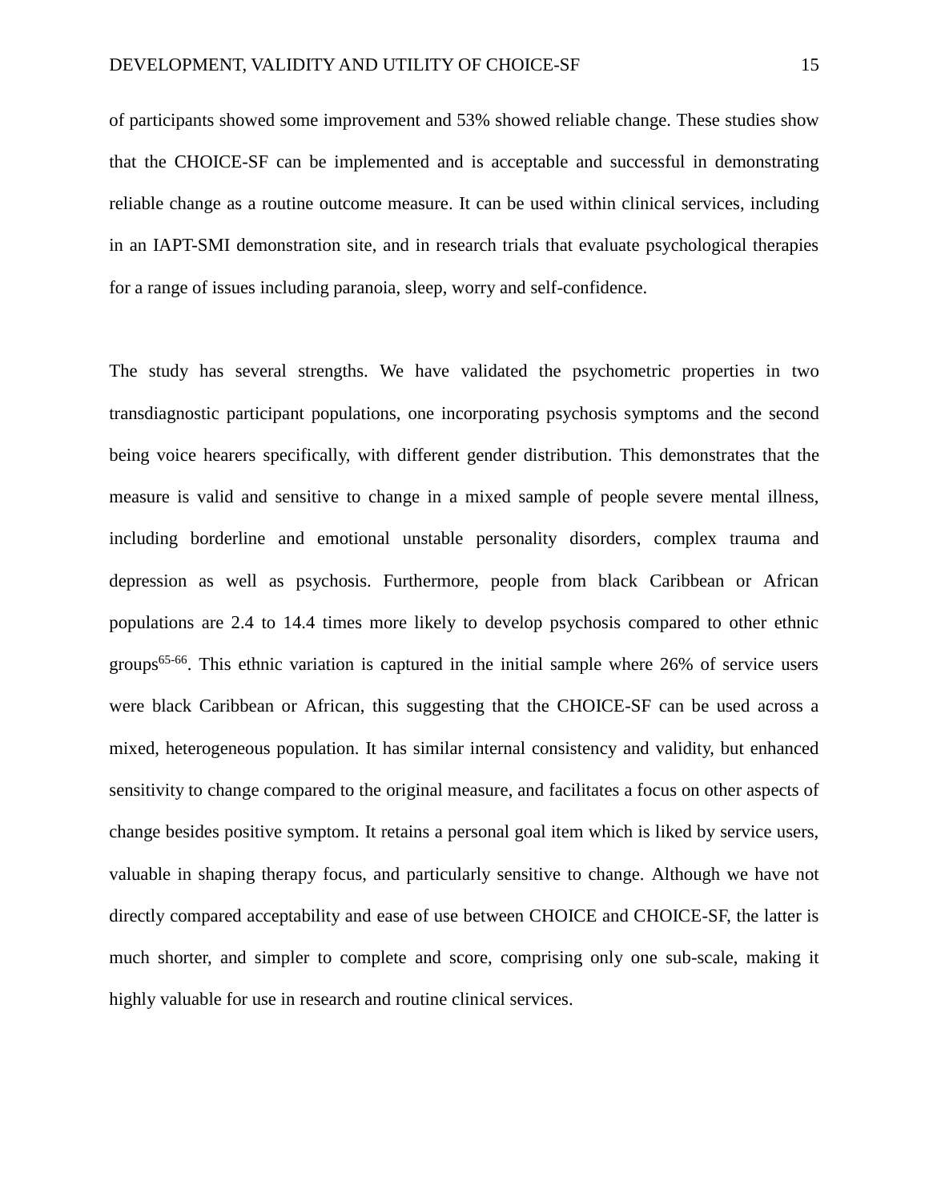of participants showed some improvement and 53% showed reliable change. These studies show that the CHOICE-SF can be implemented and is acceptable and successful in demonstrating reliable change as a routine outcome measure. It can be used within clinical services, including in an IAPT-SMI demonstration site, and in research trials that evaluate psychological therapies for a range of issues including paranoia, sleep, worry and self-confidence.

The study has several strengths. We have validated the psychometric properties in two transdiagnostic participant populations, one incorporating psychosis symptoms and the second being voice hearers specifically, with different gender distribution. This demonstrates that the measure is valid and sensitive to change in a mixed sample of people severe mental illness, including borderline and emotional unstable personality disorders, complex trauma and depression as well as psychosis. Furthermore, people from black Caribbean or African populations are 2.4 to 14.4 times more likely to develop psychosis compared to other ethnic groups[65-66]. This ethnic variation is captured in the initial sample where 26% of service users were black Caribbean or African, this suggesting that the CHOICE-SF can be used across a mixed, heterogeneous population. It has similar internal consistency and validity, but enhanced sensitivity to change compared to the original measure, and facilitates a focus on other aspects of change besides positive symptom. It retains a personal goal item which is liked by service users, valuable in shaping therapy focus, and particularly sensitive to change. Although we have not directly compared acceptability and ease of use between CHOICE and CHOICE-SF, the latter is much shorter, and simpler to complete and score, comprising only one sub-scale, making it highly valuable for use in research and routine clinical services.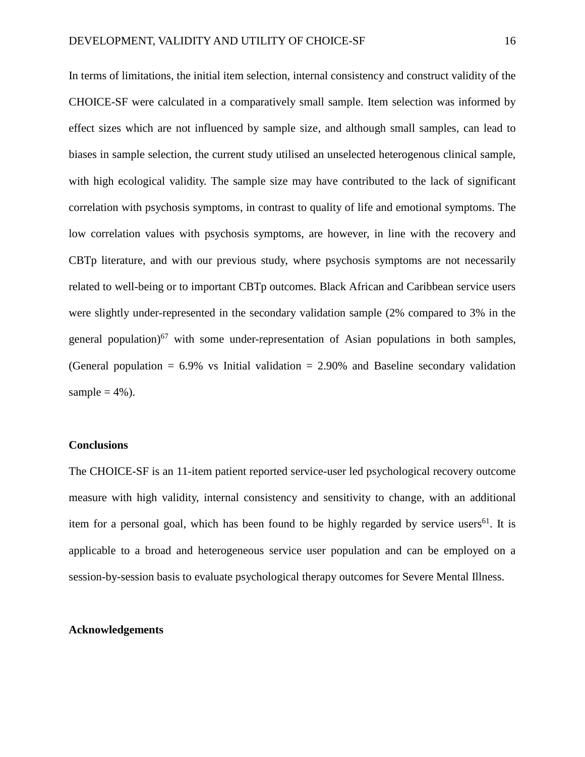In terms of limitations, the initial item selection, internal consistency and construct validity of the CHOICE-SF were calculated in a comparatively small sample. Item selection was informed by effect sizes which are not influenced by sample size, and although small samples, can lead to biases in sample selection, the current study utilised an unselected heterogenous clinical sample, with high ecological validity. The sample size may have contributed to the lack of significant correlation with psychosis symptoms, in contrast to quality of life and emotional symptoms. The low correlation values with psychosis symptoms, are however, in line with the recovery and CBTp literature, and with our previous study, where psychosis symptoms are not necessarily related to well-being or to important CBTp outcomes. Black African and Caribbean service users were slightly under-represented in the secondary validation sample (2% compared to 3% in the general population)[67] with some under-representation of Asian populations in both samples, (General population = 6.9% vs Initial validation = 2.90% and Baseline secondary validation sample = 4%).

**Conclusions**

The CHOICE-SF is an 11-item patient reported service-user led psychological recovery outcome measure with high validity, internal consistency and sensitivity to change, with an additional item for a personal goal, which has been found to be highly regarded by service users[61]. It is applicable to a broad and heterogeneous service user population and can be employed on a session-by-session basis to evaluate psychological therapy outcomes for Severe Mental Illness.

**Acknowledgements**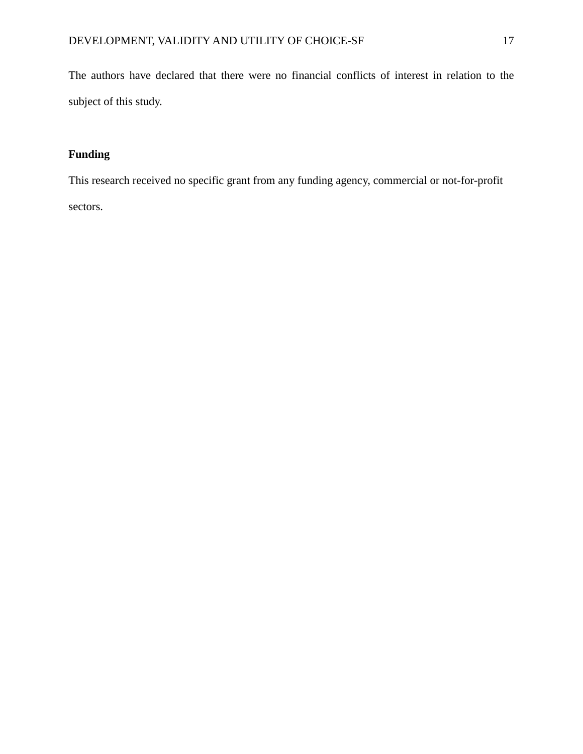The authors have declared that there were no financial conflicts of interest in relation to the subject of this study.

**Funding**

This research received no specific grant from any funding agency, commercial or not-for-profit sectors.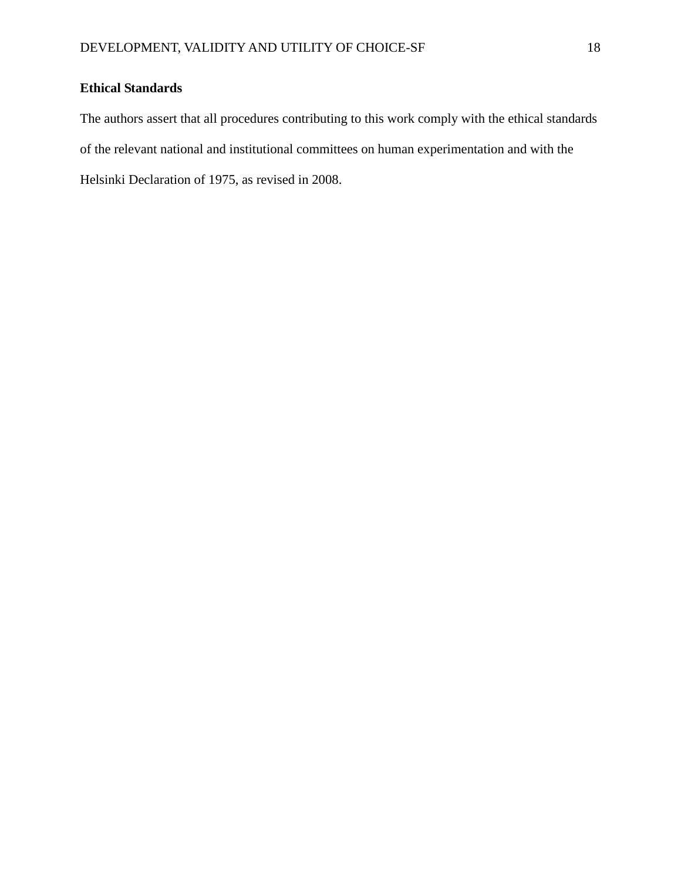**Ethical Standards**

The authors assert that all procedures contributing to this work comply with the ethical standards of the relevant national and institutional committees on human experimentation and with the Helsinki Declaration of 1975, as revised in 2008.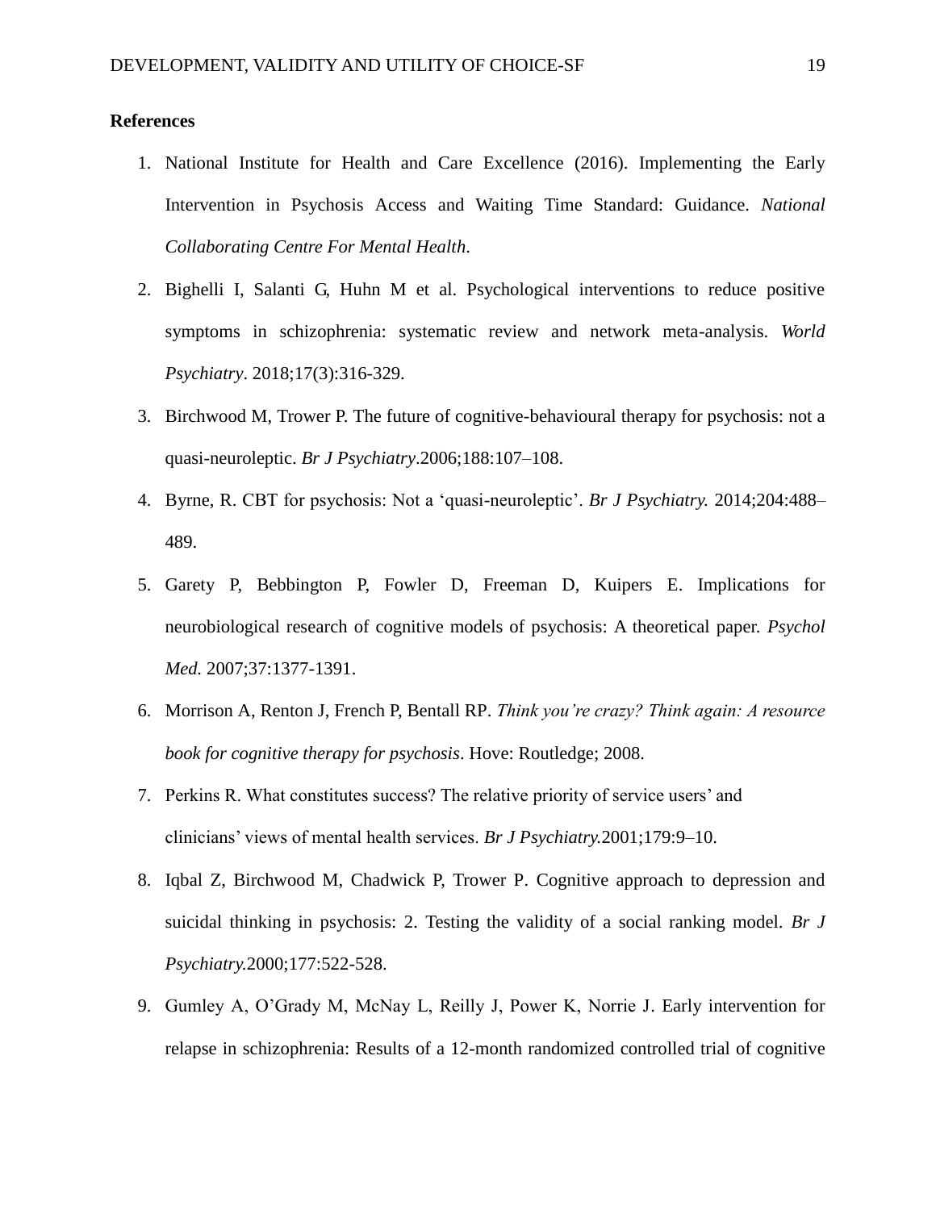**References**

1. National Institute for Health and Care Excellence (2016). Implementing the Early Intervention in Psychosis Access and Waiting Time Standard: Guidance. *National Collaborating Centre For Mental Health*.
2. Bighelli I, Salanti G, Huhn M et al. Psychological interventions to reduce positive symptoms in schizophrenia: systematic review and network meta-analysis. *World Psychiatry*. 2018;17(3):316-329.
3. Birchwood M, Trower P. The future of cognitive-behavioural therapy for psychosis: not a quasi-neuroleptic. *Br J Psychiatry*.2006;188:107–108.
4. Byrne, R. CBT for psychosis: Not a 'quasi-neuroleptic'. *Br J Psychiatry.* 2014;204:488–489.
5. Garety P, Bebbington P, Fowler D, Freeman D, Kuipers E. Implications for neurobiological research of cognitive models of psychosis: A theoretical paper. *Psychol Med.* 2007;37:1377-1391.
6. Morrison A, Renton J, French P, Bentall RP. *Think you're crazy? Think again: A resource book for cognitive therapy for psychosis*. Hove: Routledge; 2008.
7. Perkins R. What constitutes success? The relative priority of service users' and clinicians' views of mental health services. *Br J Psychiatry.*2001;179:9–10.
8. Iqbal Z, Birchwood M, Chadwick P, Trower P. Cognitive approach to depression and suicidal thinking in psychosis: 2. Testing the validity of a social ranking model. *Br J Psychiatry.*2000;177:522-528.
9. Gumley A, O'Grady M, McNay L, Reilly J, Power K, Norrie J. Early intervention for relapse in schizophrenia: Results of a 12-month randomized controlled trial of cognitive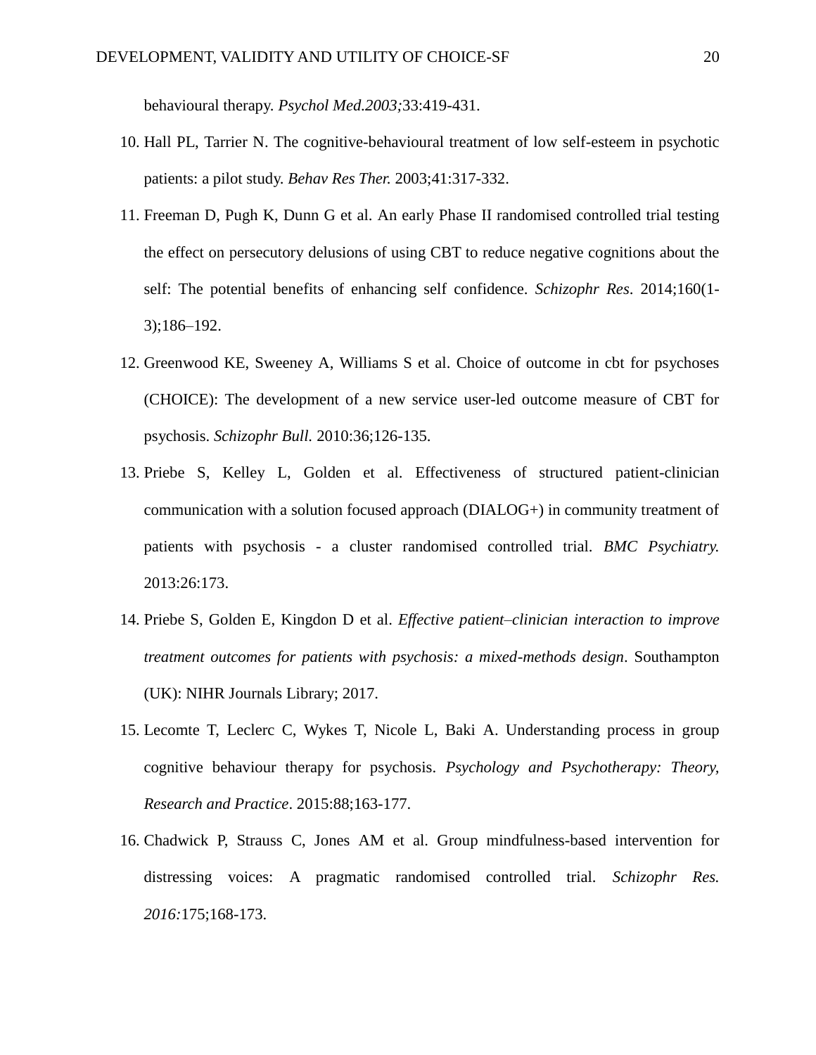behavioural therapy. *Psychol Med.2003;*33:419-431.

10. Hall PL, Tarrier N. The cognitive-behavioural treatment of low self-esteem in psychotic patients: a pilot study. *Behav Res Ther.* 2003;41:317-332.

11. Freeman D, Pugh K, Dunn G et al. An early Phase II randomised controlled trial testing the effect on persecutory delusions of using CBT to reduce negative cognitions about the self: The potential benefits of enhancing self confidence. *Schizophr Res*. 2014;160(1-3);186–192.

12. Greenwood KE, Sweeney A, Williams S et al. Choice of outcome in cbt for psychoses (CHOICE): The development of a new service user-led outcome measure of CBT for psychosis. *Schizophr Bull.* 2010:36;126-135.

13. Priebe S, Kelley L, Golden et al. Effectiveness of structured patient-clinician communication with a solution focused approach (DIALOG+) in community treatment of patients with psychosis - a cluster randomised controlled trial. *BMC Psychiatry.* 2013:26:173.

14. Priebe S, Golden E, Kingdon D et al. *Effective patient–clinician interaction to improve treatment outcomes for patients with psychosis: a mixed-methods design*. Southampton (UK): NIHR Journals Library; 2017.

15. Lecomte T, Leclerc C, Wykes T, Nicole L, Baki A. Understanding process in group cognitive behaviour therapy for psychosis. *Psychology and Psychotherapy: Theory, Research and Practice*. 2015:88;163-177.

16. Chadwick P, Strauss C, Jones AM et al. Group mindfulness-based intervention for distressing voices: A pragmatic randomised controlled trial. *Schizophr Res. 2016:*175;168-173.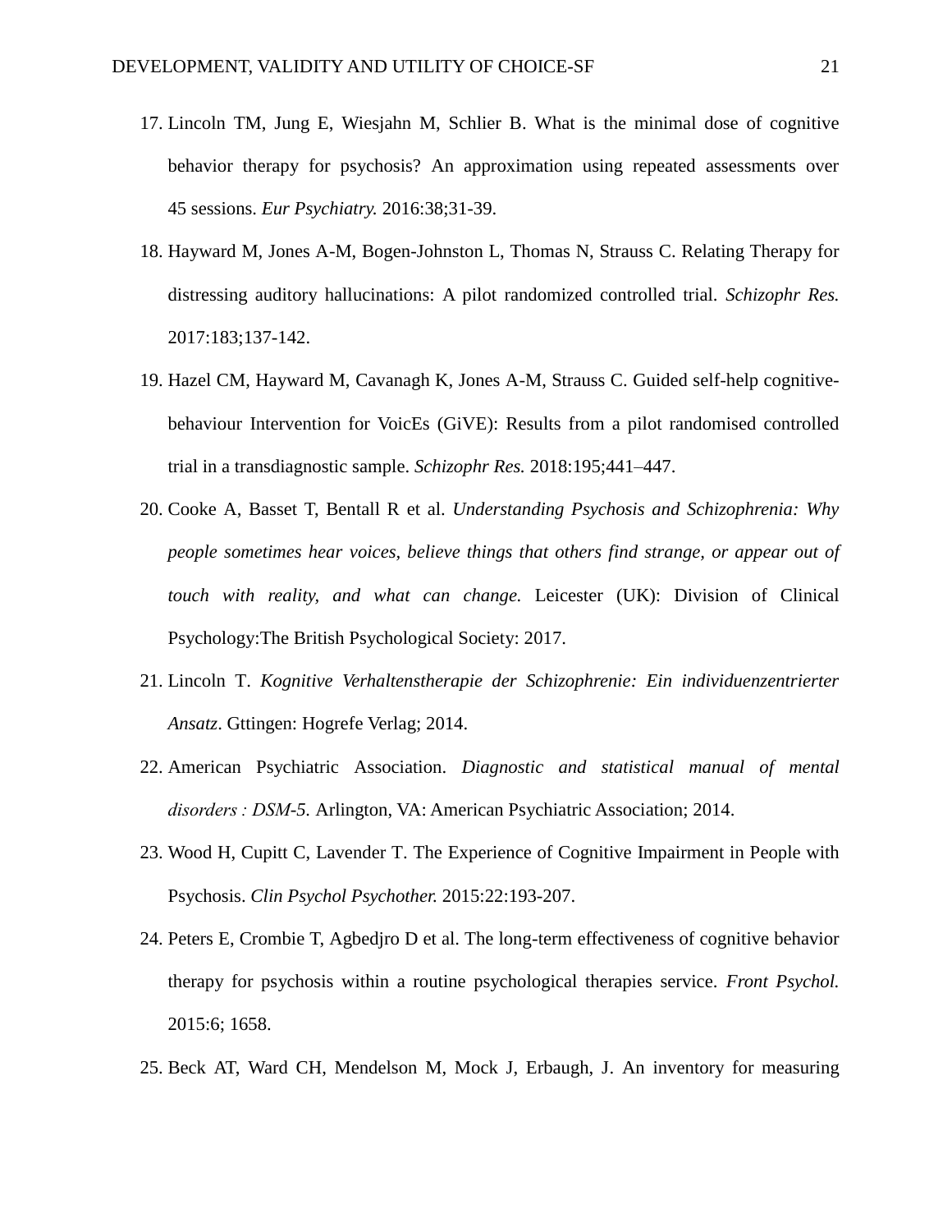17. Lincoln TM, Jung E, Wiesjahn M, Schlier B. What is the minimal dose of cognitive behavior therapy for psychosis? An approximation using repeated assessments over 45 sessions. *Eur Psychiatry.* 2016:38;31-39.
18. Hayward M, Jones A-M, Bogen-Johnston L, Thomas N, Strauss C. Relating Therapy for distressing auditory hallucinations: A pilot randomized controlled trial. *Schizophr Res.* 2017:183;137-142.
19. Hazel CM, Hayward M, Cavanagh K, Jones A-M, Strauss C. Guided self-help cognitive-behaviour Intervention for VoicEs (GiVE): Results from a pilot randomised controlled trial in a transdiagnostic sample. *Schizophr Res.* 2018:195;441–447.
20. Cooke A, Basset T, Bentall R et al. *Understanding Psychosis and Schizophrenia: Why people sometimes hear voices, believe things that others find strange, or appear out of touch with reality, and what can change.* Leicester (UK): Division of Clinical Psychology:The British Psychological Society: 2017.
21. Lincoln T. *Kognitive Verhaltenstherapie der Schizophrenie: Ein individuenzentrierter Ansatz*. Gttingen: Hogrefe Verlag; 2014.
22. American Psychiatric Association. *Diagnostic and statistical manual of mental disorders : DSM-5.* Arlington, VA: American Psychiatric Association; 2014.
23. Wood H, Cupitt C, Lavender T. The Experience of Cognitive Impairment in People with Psychosis. *Clin Psychol Psychother.* 2015:22:193-207.
24. Peters E, Crombie T, Agbedjro D et al. The long-term effectiveness of cognitive behavior therapy for psychosis within a routine psychological therapies service. *Front Psychol.* 2015:6; 1658.
25. Beck AT, Ward CH, Mendelson M, Mock J, Erbaugh, J. An inventory for measuring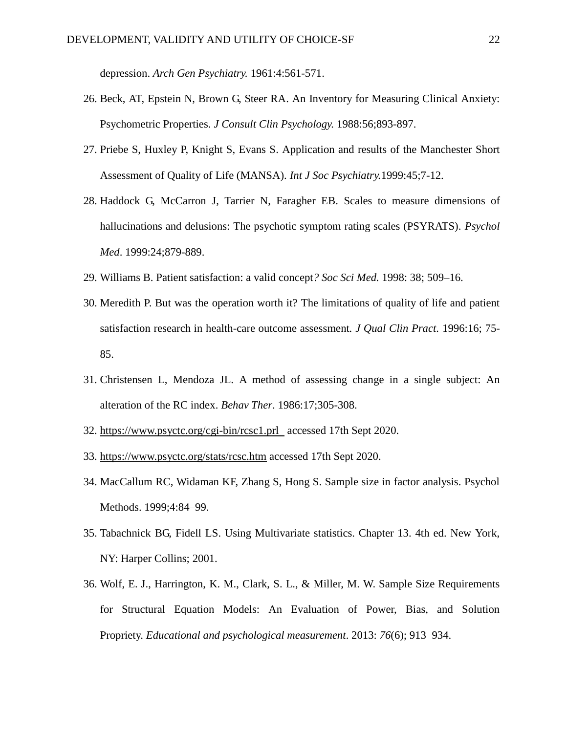depression. *Arch Gen Psychiatry.* 1961:4:561-571.

26. Beck, AT, Epstein N, Brown G, Steer RA. An Inventory for Measuring Clinical Anxiety: Psychometric Properties. *J Consult Clin Psychology.* 1988:56;893-897.
27. Priebe S, Huxley P, Knight S, Evans S. Application and results of the Manchester Short Assessment of Quality of Life (MANSA). *Int J Soc Psychiatry.*1999:45;7-12.
28. Haddock G, McCarron J, Tarrier N, Faragher EB. Scales to measure dimensions of hallucinations and delusions: The psychotic symptom rating scales (PSYRATS). *Psychol Med*. 1999:24;879-889.
29. Williams B. Patient satisfaction: a valid concept*? Soc Sci Med.* 1998: 38; 509–16.
30. Meredith P. But was the operation worth it? The limitations of quality of life and patient satisfaction research in health-care outcome assessment*. J Qual Clin Pract*. 1996:16; 75-85.
31. Christensen L, Mendoza JL. A method of assessing change in a single subject: An alteration of the RC index. *Behav Ther*. 1986:17;305-308.
32. https://www.psyctc.org/cgi-bin/rcsc1.prl accessed 17th Sept 2020.
33. https://www.psyctc.org/stats/rcsc.htm accessed 17th Sept 2020.
34. MacCallum RC, Widaman KF, Zhang S, Hong S. Sample size in factor analysis. Psychol Methods. 1999;4:84–99.
35. Tabachnick BG, Fidell LS. Using Multivariate statistics. Chapter 13. 4th ed. New York, NY: Harper Collins; 2001.
36. Wolf, E. J., Harrington, K. M., Clark, S. L., & Miller, M. W. Sample Size Requirements for Structural Equation Models: An Evaluation of Power, Bias, and Solution Propriety. *Educational and psychological measurement*. 2013: *76*(6); 913–934.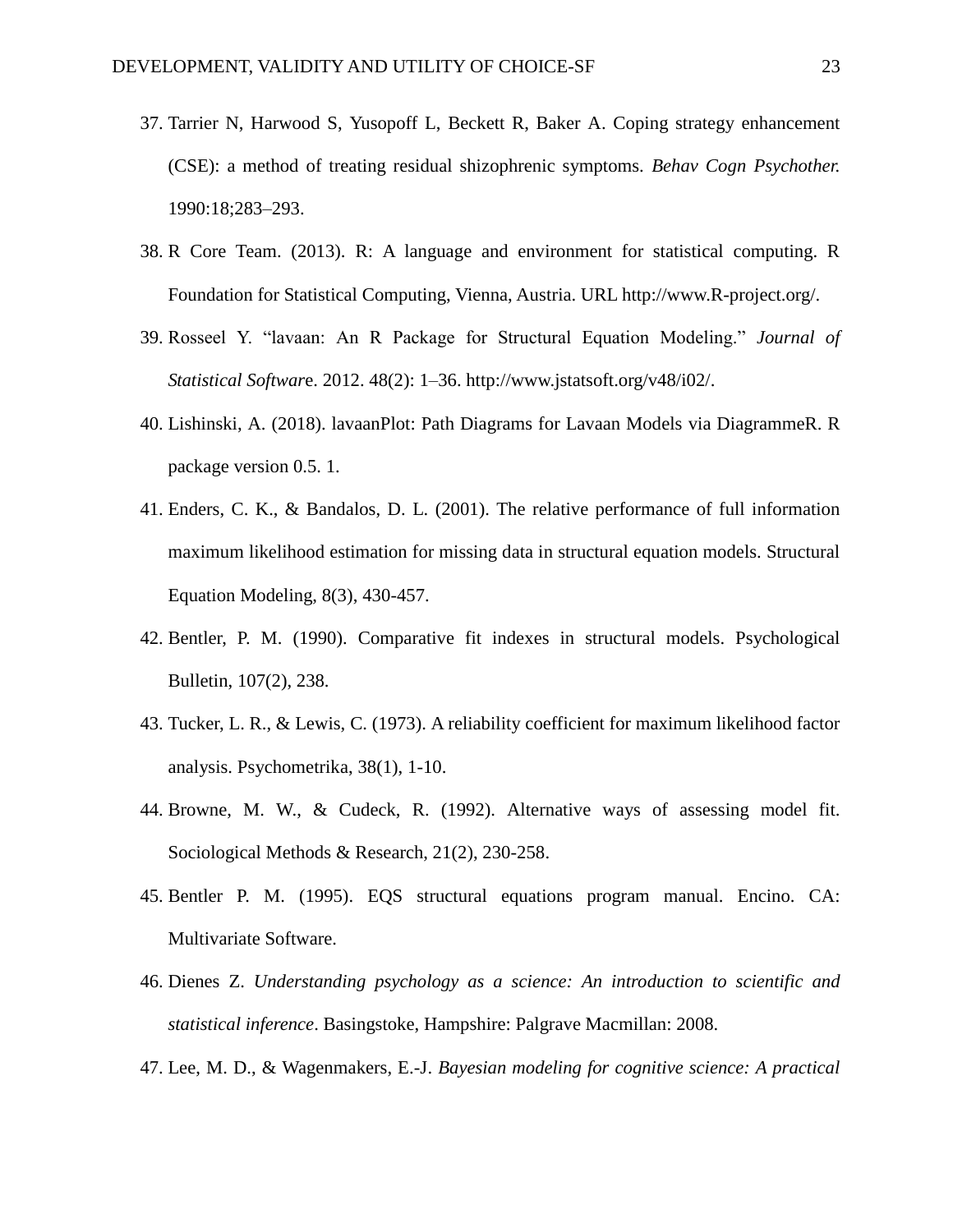37. Tarrier N, Harwood S, Yusopoff L, Beckett R, Baker A. Coping strategy enhancement (CSE): a method of treating residual shizophrenic symptoms. *Behav Cogn Psychother.* 1990:18;283–293.
38. R Core Team. (2013). R: A language and environment for statistical computing. R Foundation for Statistical Computing, Vienna, Austria. URL http://www.R-project.org/.
39. Rosseel Y. "lavaan: An R Package for Structural Equation Modeling." *Journal of Statistical Software*. 2012. 48(2): 1–36. http://www.jstatsoft.org/v48/i02/.
40. Lishinski, A. (2018). lavaanPlot: Path Diagrams for Lavaan Models via DiagrammeR. R package version 0.5. 1.
41. Enders, C. K., & Bandalos, D. L. (2001). The relative performance of full information maximum likelihood estimation for missing data in structural equation models. Structural Equation Modeling, 8(3), 430-457.
42. Bentler, P. M. (1990). Comparative fit indexes in structural models. Psychological Bulletin, 107(2), 238.
43. Tucker, L. R., & Lewis, C. (1973). A reliability coefficient for maximum likelihood factor analysis. Psychometrika, 38(1), 1-10.
44. Browne, M. W., & Cudeck, R. (1992). Alternative ways of assessing model fit. Sociological Methods & Research, 21(2), 230-258.
45. Bentler P. M. (1995). EQS structural equations program manual. Encino. CA: Multivariate Software.
46. Dienes Z. *Understanding psychology as a science: An introduction to scientific and statistical inference*. Basingstoke, Hampshire: Palgrave Macmillan: 2008.
47. Lee, M. D., & Wagenmakers, E.-J. *Bayesian modeling for cognitive science: A practical*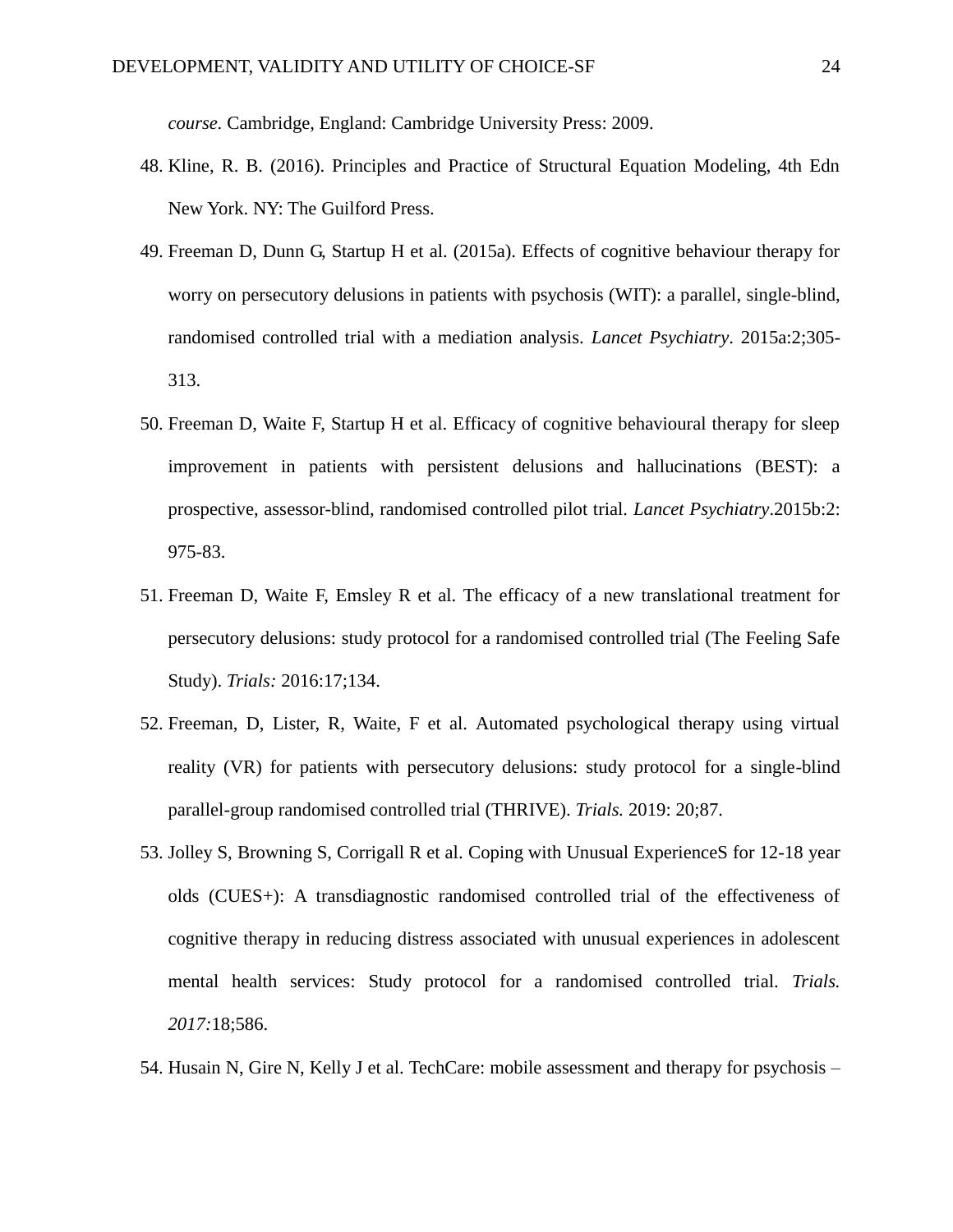*course*. Cambridge, England: Cambridge University Press: 2009.

48. Kline, R. B. (2016). Principles and Practice of Structural Equation Modeling, 4th Edn New York. NY: The Guilford Press.

49. Freeman D, Dunn G, Startup H et al. (2015a). Effects of cognitive behaviour therapy for worry on persecutory delusions in patients with psychosis (WIT): a parallel, single-blind, randomised controlled trial with a mediation analysis. *Lancet Psychiatry*. 2015a:2;305-313.

50. Freeman D, Waite F, Startup H et al. Efficacy of cognitive behavioural therapy for sleep improvement in patients with persistent delusions and hallucinations (BEST): a prospective, assessor-blind, randomised controlled pilot trial. *Lancet Psychiatry*.2015b:2: 975-83.

51. Freeman D, Waite F, Emsley R et al. The efficacy of a new translational treatment for persecutory delusions: study protocol for a randomised controlled trial (The Feeling Safe Study). *Trials:* 2016:17;134.

52. Freeman, D, Lister, R, Waite, F et al. Automated psychological therapy using virtual reality (VR) for patients with persecutory delusions: study protocol for a single-blind parallel-group randomised controlled trial (THRIVE). *Trials.* 2019: 20;87.

53. Jolley S, Browning S, Corrigall R et al. Coping with Unusual ExperienceS for 12-18 year olds (CUES+): A transdiagnostic randomised controlled trial of the effectiveness of cognitive therapy in reducing distress associated with unusual experiences in adolescent mental health services: Study protocol for a randomised controlled trial. *Trials. 2017:*18;586.

54. Husain N, Gire N, Kelly J et al. TechCare: mobile assessment and therapy for psychosis –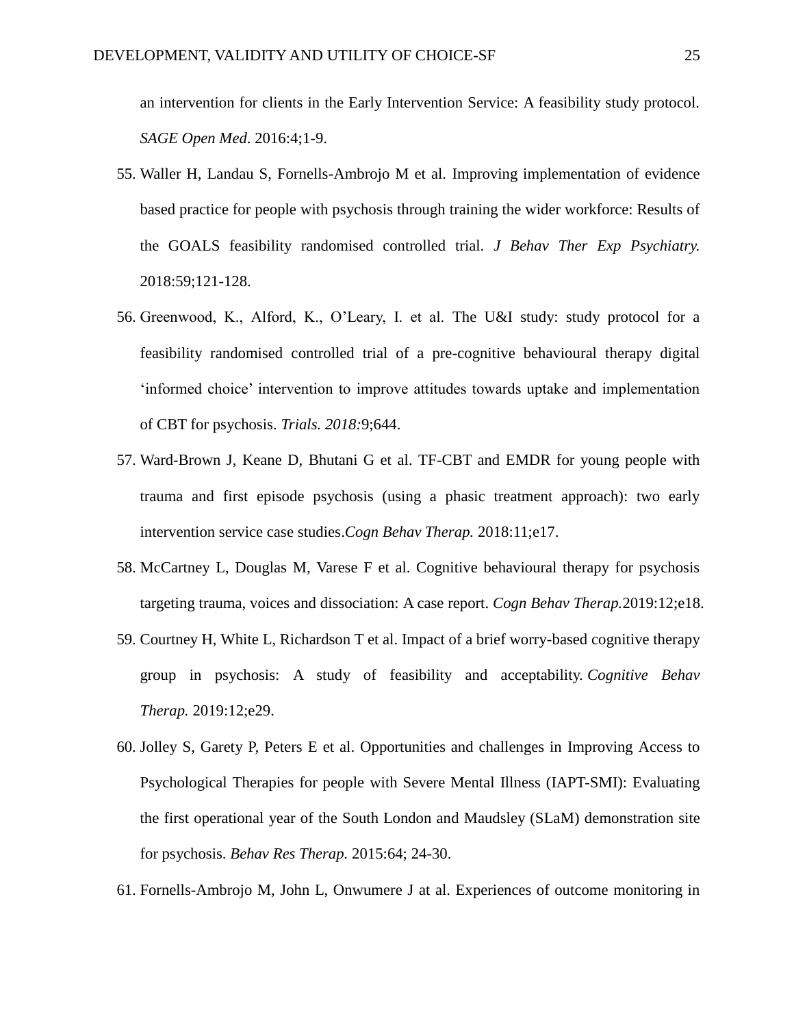an intervention for clients in the Early Intervention Service: A feasibility study protocol. *SAGE Open Med*. 2016:4;1-9.

55. Waller H, Landau S, Fornells-Ambrojo M et al. Improving implementation of evidence based practice for people with psychosis through training the wider workforce: Results of the GOALS feasibility randomised controlled trial. *J Behav Ther Exp Psychiatry.* 2018:59;121-128.

56. Greenwood, K., Alford, K., O'Leary, I. et al. The U&I study: study protocol for a feasibility randomised controlled trial of a pre-cognitive behavioural therapy digital 'informed choice' intervention to improve attitudes towards uptake and implementation of CBT for psychosis. *Trials. 2018:*9;644.

57. Ward-Brown J, Keane D, Bhutani G et al. TF-CBT and EMDR for young people with trauma and first episode psychosis (using a phasic treatment approach): two early intervention service case studies.*Cogn Behav Therap.* 2018:11;e17.

58. McCartney L, Douglas M, Varese F et al. Cognitive behavioural therapy for psychosis targeting trauma, voices and dissociation: A case report. *Cogn Behav Therap.*2019:12;e18.

59. Courtney H, White L, Richardson T et al. Impact of a brief worry-based cognitive therapy group in psychosis: A study of feasibility and acceptability. *Cognitive Behav Therap.* 2019:12;e29.

60. Jolley S, Garety P, Peters E et al. Opportunities and challenges in Improving Access to Psychological Therapies for people with Severe Mental Illness (IAPT-SMI): Evaluating the first operational year of the South London and Maudsley (SLaM) demonstration site for psychosis. *Behav Res Therap.* 2015:64; 24-30.

61. Fornells-Ambrojo M, John L, Onwumere J at al. Experiences of outcome monitoring in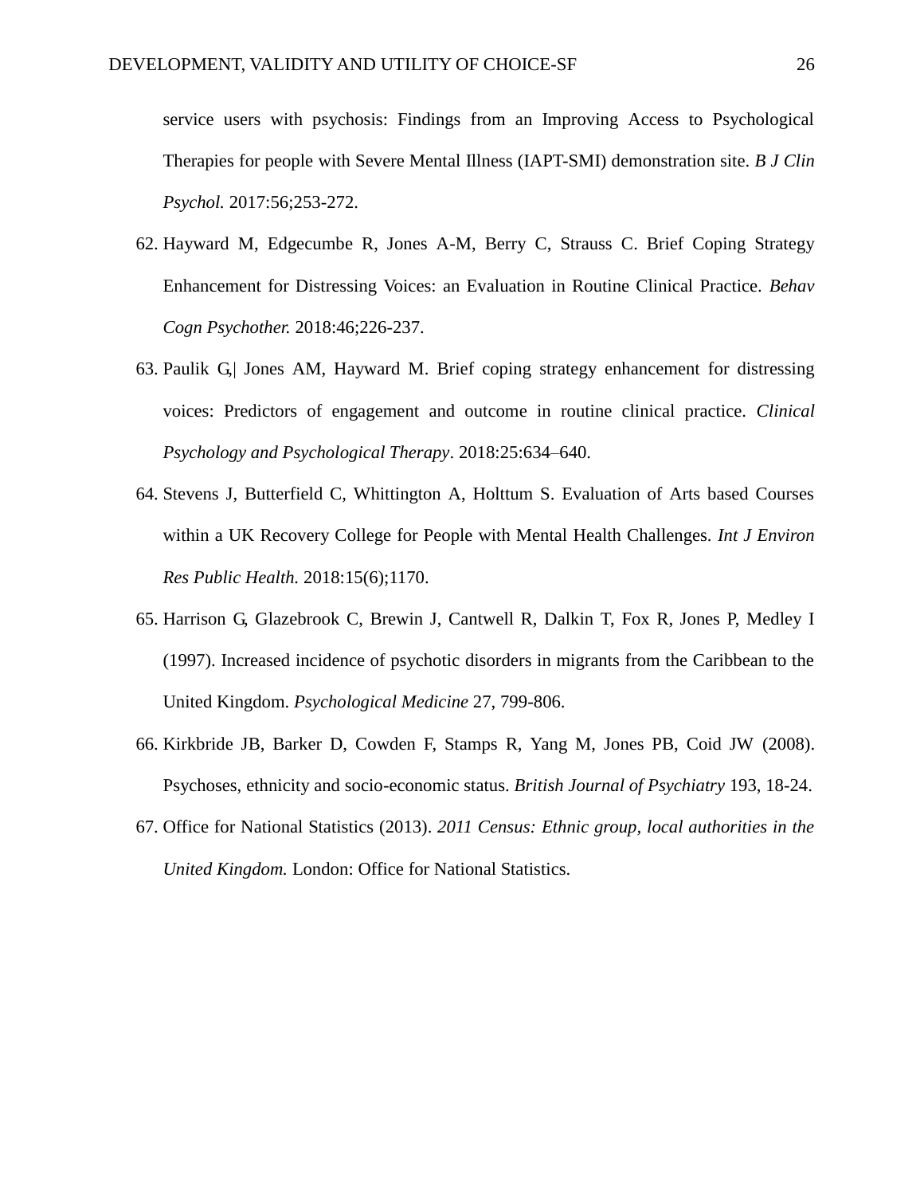service users with psychosis: Findings from an Improving Access to Psychological Therapies for people with Severe Mental Illness (IAPT-SMI) demonstration site. *B J Clin Psychol.* 2017:56;253-272.

62. Hayward M, Edgecumbe R, Jones A-M, Berry C, Strauss C. Brief Coping Strategy Enhancement for Distressing Voices: an Evaluation in Routine Clinical Practice. *Behav Cogn Psychother.* 2018:46;226-237.
63. Paulik G,| Jones AM, Hayward M. Brief coping strategy enhancement for distressing voices: Predictors of engagement and outcome in routine clinical practice. *Clinical Psychology and Psychological Therapy*. 2018:25:634–640.
64. Stevens J, Butterfield C, Whittington A, Holttum S. Evaluation of Arts based Courses within a UK Recovery College for People with Mental Health Challenges. *Int J Environ Res Public Health.* 2018:15(6);1170.
65. Harrison G, Glazebrook C, Brewin J, Cantwell R, Dalkin T, Fox R, Jones P, Medley I (1997). Increased incidence of psychotic disorders in migrants from the Caribbean to the United Kingdom. *Psychological Medicine* 27, 799-806.
66. Kirkbride JB, Barker D, Cowden F, Stamps R, Yang M, Jones PB, Coid JW (2008). Psychoses, ethnicity and socio-economic status. *British Journal of Psychiatry* 193, 18-24.
67. Office for National Statistics (2013). *2011 Census: Ethnic group, local authorities in the United Kingdom.* London: Office for National Statistics.